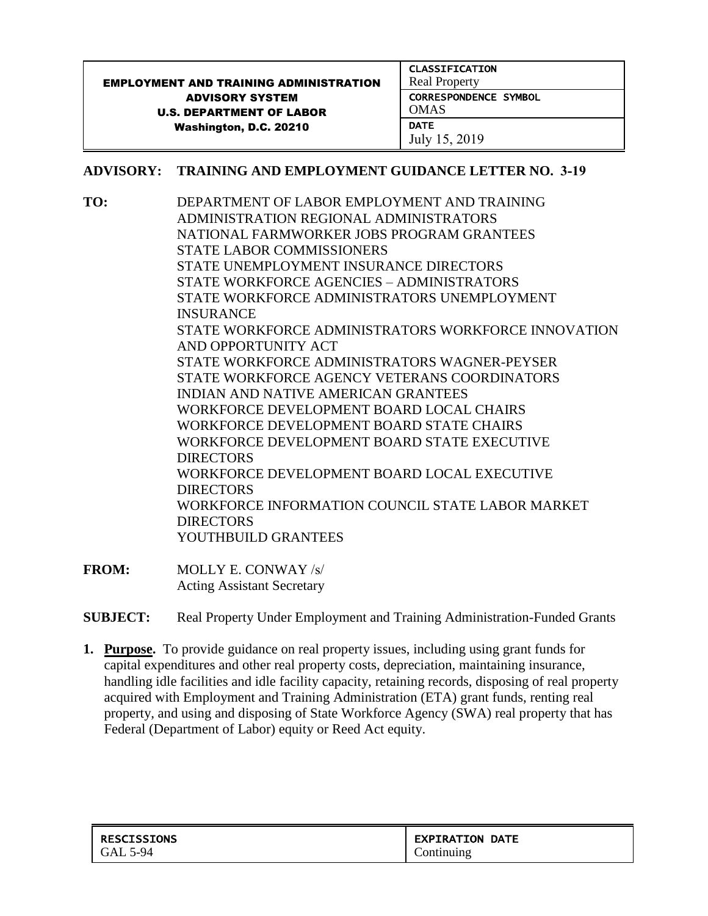| EMPLOYMENT AND TRAINING ADMINISTRATION ADVISORY SYSTEM U.S. DEPARTMENT OF LABOR Washington, D.C. 20210 | CLASSIFICATION Real Property |
| --- | --- |
| | CORRESPONDENCE SYMBOL OMAS |
| | DATE July 15, 2019 |

**ADVISORY: TRAINING AND EMPLOYMENT GUIDANCE LETTER NO. 3-19**

**TO:** DEPARTMENT OF LABOR EMPLOYMENT AND TRAINING ADMINISTRATION REGIONAL ADMINISTRATORS
NATIONAL FARMWORKER JOBS PROGRAM GRANTEES
STATE LABOR COMMISSIONERS
STATE UNEMPLOYMENT INSURANCE DIRECTORS
STATE WORKFORCE AGENCIES – ADMINISTRATORS
STATE WORKFORCE ADMINISTRATORS UNEMPLOYMENT INSURANCE
STATE WORKFORCE ADMINISTRATORS WORKFORCE INNOVATION AND OPPORTUNITY ACT
STATE WORKFORCE ADMINISTRATORS WAGNER-PEYSER
STATE WORKFORCE AGENCY VETERANS COORDINATORS
INDIAN AND NATIVE AMERICAN GRANTEES
WORKFORCE DEVELOPMENT BOARD LOCAL CHAIRS
WORKFORCE DEVELOPMENT BOARD STATE CHAIRS
WORKFORCE DEVELOPMENT BOARD STATE EXECUTIVE DIRECTORS
WORKFORCE DEVELOPMENT BOARD LOCAL EXECUTIVE DIRECTORS
WORKFORCE INFORMATION COUNCIL STATE LABOR MARKET DIRECTORS
YOUTHBUILD GRANTEES

**FROM:** MOLLY E. CONWAY /s/
Acting Assistant Secretary

**SUBJECT:** Real Property Under Employment and Training Administration-Funded Grants

1. **Purpose.** To provide guidance on real property issues, including using grant funds for capital expenditures and other real property costs, depreciation, maintaining insurance, handling idle facilities and idle facility capacity, retaining records, disposing of real property acquired with Employment and Training Administration (ETA) grant funds, renting real property, and using and disposing of State Workforce Agency (SWA) real property that has Federal (Department of Labor) equity or Reed Act equity.

| RESCISSIONS | EXPIRATION DATE |
| --- | --- |
| GAL 5-94 | Continuing |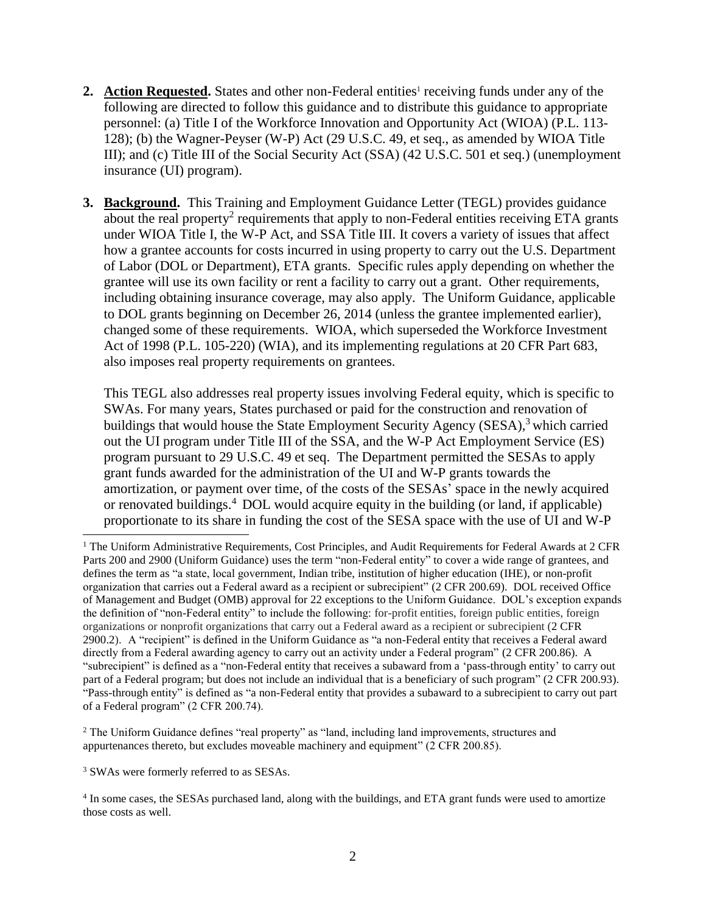2. **Action Requested.** States and other non-Federal entities[1] receiving funds under any of the following are directed to follow this guidance and to distribute this guidance to appropriate personnel: (a) Title I of the Workforce Innovation and Opportunity Act (WIOA) (P.L. 113-128); (b) the Wagner-Peyser (W-P) Act (29 U.S.C. 49, et seq., as amended by WIOA Title III); and (c) Title III of the Social Security Act (SSA) (42 U.S.C. 501 et seq.) (unemployment insurance (UI) program).

3. **Background.** This Training and Employment Guidance Letter (TEGL) provides guidance about the real property[2] requirements that apply to non-Federal entities receiving ETA grants under WIOA Title I, the W-P Act, and SSA Title III. It covers a variety of issues that affect how a grantee accounts for costs incurred in using property to carry out the U.S. Department of Labor (DOL or Department), ETA grants. Specific rules apply depending on whether the grantee will use its own facility or rent a facility to carry out a grant. Other requirements, including obtaining insurance coverage, may also apply. The Uniform Guidance, applicable to DOL grants beginning on December 26, 2014 (unless the grantee implemented earlier), changed some of these requirements. WIOA, which superseded the Workforce Investment Act of 1998 (P.L. 105-220) (WIA), and its implementing regulations at 20 CFR Part 683, also imposes real property requirements on grantees.

   This TEGL also addresses real property issues involving Federal equity, which is specific to SWAs. For many years, States purchased or paid for the construction and renovation of buildings that would house the State Employment Security Agency (SESA),[3] which carried out the UI program under Title III of the SSA, and the W-P Act Employment Service (ES) program pursuant to 29 U.S.C. 49 et seq. The Department permitted the SESAs to apply grant funds awarded for the administration of the UI and W-P grants towards the amortization, or payment over time, of the costs of the SESAs' space in the newly acquired or renovated buildings.[4] DOL would acquire equity in the building (or land, if applicable) proportionate to its share in funding the cost of the SESA space with the use of UI and W-P

---

[1] The Uniform Administrative Requirements, Cost Principles, and Audit Requirements for Federal Awards at 2 CFR Parts 200 and 2900 (Uniform Guidance) uses the term "non-Federal entity" to cover a wide range of grantees, and defines the term as "a state, local government, Indian tribe, institution of higher education (IHE), or non-profit organization that carries out a Federal award as a recipient or subrecipient" (2 CFR 200.69). DOL received Office of Management and Budget (OMB) approval for 22 exceptions to the Uniform Guidance. DOL's exception expands the definition of "non-Federal entity" to include the following: for-profit entities, foreign public entities, foreign organizations or nonprofit organizations that carry out a Federal award as a recipient or subrecipient (2 CFR 2900.2). A "recipient" is defined in the Uniform Guidance as "a non-Federal entity that receives a Federal award directly from a Federal awarding agency to carry out an activity under a Federal program" (2 CFR 200.86). A "subrecipient" is defined as a "non-Federal entity that receives a subaward from a 'pass-through entity' to carry out part of a Federal program; but does not include an individual that is a beneficiary of such program" (2 CFR 200.93). "Pass-through entity" is defined as "a non-Federal entity that provides a subaward to a subrecipient to carry out part of a Federal program" (2 CFR 200.74).

[2] The Uniform Guidance defines "real property" as "land, including land improvements, structures and appurtenances thereto, but excludes moveable machinery and equipment" (2 CFR 200.85).

[3] SWAs were formerly referred to as SESAs.

[4] In some cases, the SESAs purchased land, along with the buildings, and ETA grant funds were used to amortize those costs as well.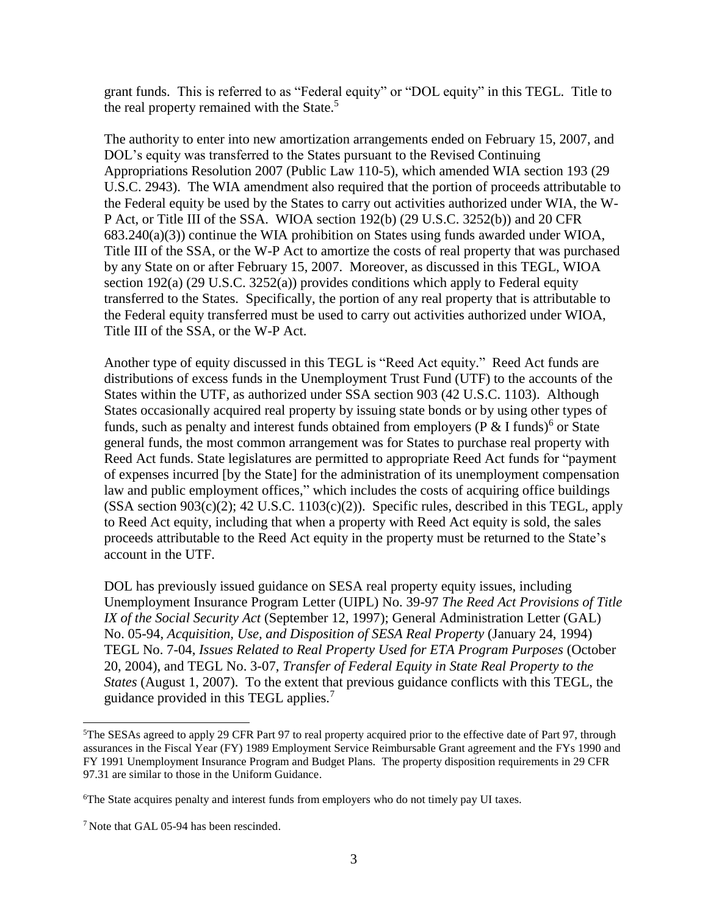grant funds. This is referred to as "Federal equity" or "DOL equity" in this TEGL. Title to the real property remained with the State.[5]

The authority to enter into new amortization arrangements ended on February 15, 2007, and DOL's equity was transferred to the States pursuant to the Revised Continuing Appropriations Resolution 2007 (Public Law 110-5), which amended WIA section 193 (29 U.S.C. 2943). The WIA amendment also required that the portion of proceeds attributable to the Federal equity be used by the States to carry out activities authorized under WIA, the W-P Act, or Title III of the SSA. WIOA section 192(b) (29 U.S.C. 3252(b)) and 20 CFR 683.240(a)(3)) continue the WIA prohibition on States using funds awarded under WIOA, Title III of the SSA, or the W-P Act to amortize the costs of real property that was purchased by any State on or after February 15, 2007. Moreover, as discussed in this TEGL, WIOA section 192(a) (29 U.S.C. 3252(a)) provides conditions which apply to Federal equity transferred to the States. Specifically, the portion of any real property that is attributable to the Federal equity transferred must be used to carry out activities authorized under WIOA, Title III of the SSA, or the W-P Act.

Another type of equity discussed in this TEGL is "Reed Act equity." Reed Act funds are distributions of excess funds in the Unemployment Trust Fund (UTF) to the accounts of the States within the UTF, as authorized under SSA section 903 (42 U.S.C. 1103). Although States occasionally acquired real property by issuing state bonds or by using other types of funds, such as penalty and interest funds obtained from employers (P & I funds)[6] or State general funds, the most common arrangement was for States to purchase real property with Reed Act funds. State legislatures are permitted to appropriate Reed Act funds for "payment of expenses incurred [by the State] for the administration of its unemployment compensation law and public employment offices," which includes the costs of acquiring office buildings (SSA section 903(c)(2); 42 U.S.C. 1103(c)(2)). Specific rules, described in this TEGL, apply to Reed Act equity, including that when a property with Reed Act equity is sold, the sales proceeds attributable to the Reed Act equity in the property must be returned to the State's account in the UTF.

DOL has previously issued guidance on SESA real property equity issues, including Unemployment Insurance Program Letter (UIPL) No. 39-97 *The Reed Act Provisions of Title IX of the Social Security Act* (September 12, 1997); General Administration Letter (GAL) No. 05-94, *Acquisition, Use, and Disposition of SESA Real Property* (January 24, 1994) TEGL No. 7-04, *Issues Related to Real Property Used for ETA Program Purposes* (October 20, 2004), and TEGL No. 3-07, *Transfer of Federal Equity in State Real Property to the States* (August 1, 2007). To the extent that previous guidance conflicts with this TEGL, the guidance provided in this TEGL applies.[7]

---

[5]The SESAs agreed to apply 29 CFR Part 97 to real property acquired prior to the effective date of Part 97, through assurances in the Fiscal Year (FY) 1989 Employment Service Reimbursable Grant agreement and the FYs 1990 and FY 1991 Unemployment Insurance Program and Budget Plans. The property disposition requirements in 29 CFR 97.31 are similar to those in the Uniform Guidance.

[6]The State acquires penalty and interest funds from employers who do not timely pay UI taxes.

[7] Note that GAL 05-94 has been rescinded.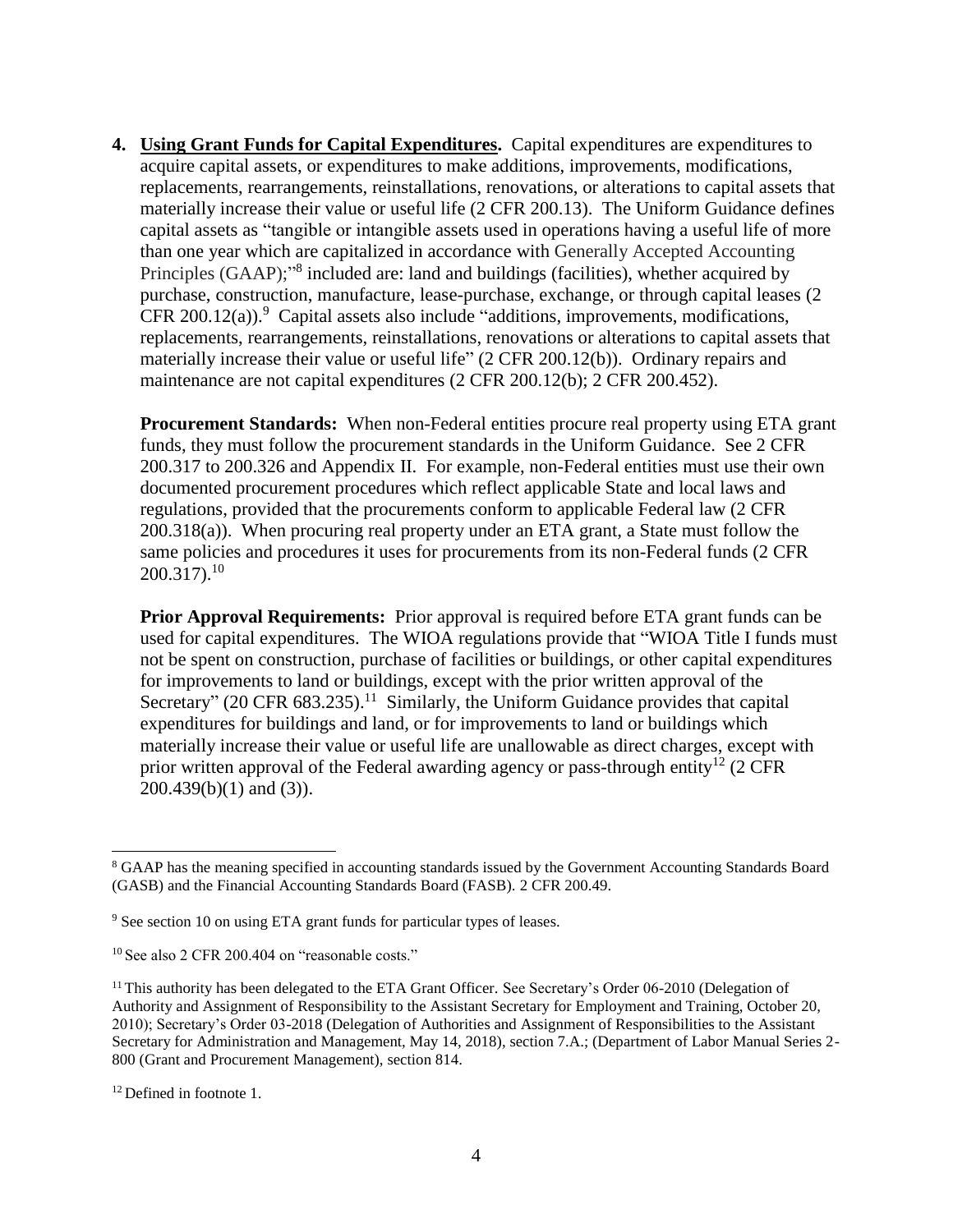4. **Using Grant Funds for Capital Expenditures.** Capital expenditures are expenditures to acquire capital assets, or expenditures to make additions, improvements, modifications, replacements, rearrangements, reinstallations, renovations, or alterations to capital assets that materially increase their value or useful life (2 CFR 200.13). The Uniform Guidance defines capital assets as "tangible or intangible assets used in operations having a useful life of more than one year which are capitalized in accordance with Generally Accepted Accounting Principles (GAAP);"[8] included are: land and buildings (facilities), whether acquired by purchase, construction, manufacture, lease-purchase, exchange, or through capital leases (2 CFR 200.12(a)).[9] Capital assets also include "additions, improvements, modifications, replacements, rearrangements, reinstallations, renovations or alterations to capital assets that materially increase their value or useful life" (2 CFR 200.12(b)). Ordinary repairs and maintenance are not capital expenditures (2 CFR 200.12(b); 2 CFR 200.452).

   **Procurement Standards:** When non-Federal entities procure real property using ETA grant funds, they must follow the procurement standards in the Uniform Guidance. See 2 CFR 200.317 to 200.326 and Appendix II. For example, non-Federal entities must use their own documented procurement procedures which reflect applicable State and local laws and regulations, provided that the procurements conform to applicable Federal law (2 CFR 200.318(a)). When procuring real property under an ETA grant, a State must follow the same policies and procedures it uses for procurements from its non-Federal funds (2 CFR 200.317).[10]

   **Prior Approval Requirements:** Prior approval is required before ETA grant funds can be used for capital expenditures. The WIOA regulations provide that "WIOA Title I funds must not be spent on construction, purchase of facilities or buildings, or other capital expenditures for improvements to land or buildings, except with the prior written approval of the Secretary" (20 CFR 683.235).[11] Similarly, the Uniform Guidance provides that capital expenditures for buildings and land, or for improvements to land or buildings which materially increase their value or useful life are unallowable as direct charges, except with prior written approval of the Federal awarding agency or pass-through entity[12] (2 CFR 200.439(b)(1) and (3)).

---

[8] GAAP has the meaning specified in accounting standards issued by the Government Accounting Standards Board (GASB) and the Financial Accounting Standards Board (FASB). 2 CFR 200.49.

[9] See section 10 on using ETA grant funds for particular types of leases.

[10] See also 2 CFR 200.404 on "reasonable costs."

[11] This authority has been delegated to the ETA Grant Officer. See Secretary's Order 06-2010 (Delegation of Authority and Assignment of Responsibility to the Assistant Secretary for Employment and Training, October 20, 2010); Secretary's Order 03-2018 (Delegation of Authorities and Assignment of Responsibilities to the Assistant Secretary for Administration and Management, May 14, 2018), section 7.A.; (Department of Labor Manual Series 2-800 (Grant and Procurement Management), section 814.

[12] Defined in footnote 1.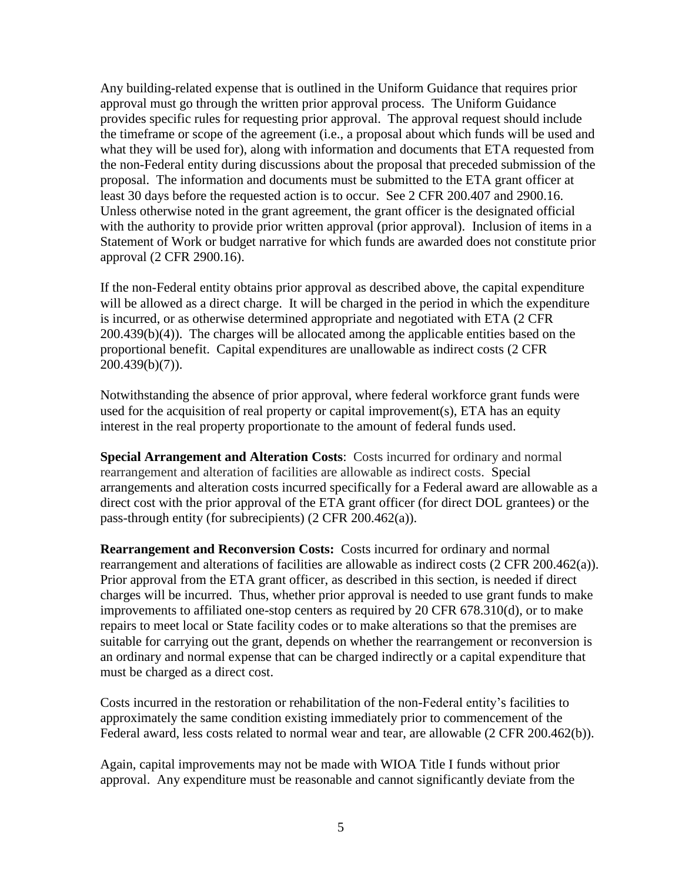Any building-related expense that is outlined in the Uniform Guidance that requires prior approval must go through the written prior approval process. The Uniform Guidance provides specific rules for requesting prior approval. The approval request should include the timeframe or scope of the agreement (i.e., a proposal about which funds will be used and what they will be used for), along with information and documents that ETA requested from the non-Federal entity during discussions about the proposal that preceded submission of the proposal. The information and documents must be submitted to the ETA grant officer at least 30 days before the requested action is to occur. See 2 CFR 200.407 and 2900.16. Unless otherwise noted in the grant agreement, the grant officer is the designated official with the authority to provide prior written approval (prior approval). Inclusion of items in a Statement of Work or budget narrative for which funds are awarded does not constitute prior approval (2 CFR 2900.16).

If the non-Federal entity obtains prior approval as described above, the capital expenditure will be allowed as a direct charge. It will be charged in the period in which the expenditure is incurred, or as otherwise determined appropriate and negotiated with ETA (2 CFR 200.439(b)(4)). The charges will be allocated among the applicable entities based on the proportional benefit. Capital expenditures are unallowable as indirect costs (2 CFR 200.439(b)(7)).

Notwithstanding the absence of prior approval, where federal workforce grant funds were used for the acquisition of real property or capital improvement(s), ETA has an equity interest in the real property proportionate to the amount of federal funds used.

**Special Arrangement and Alteration Costs**: Costs incurred for ordinary and normal rearrangement and alteration of facilities are allowable as indirect costs. Special arrangements and alteration costs incurred specifically for a Federal award are allowable as a direct cost with the prior approval of the ETA grant officer (for direct DOL grantees) or the pass-through entity (for subrecipients) (2 CFR 200.462(a)).

**Rearrangement and Reconversion Costs:** Costs incurred for ordinary and normal rearrangement and alterations of facilities are allowable as indirect costs (2 CFR 200.462(a)). Prior approval from the ETA grant officer, as described in this section, is needed if direct charges will be incurred. Thus, whether prior approval is needed to use grant funds to make improvements to affiliated one-stop centers as required by 20 CFR 678.310(d), or to make repairs to meet local or State facility codes or to make alterations so that the premises are suitable for carrying out the grant, depends on whether the rearrangement or reconversion is an ordinary and normal expense that can be charged indirectly or a capital expenditure that must be charged as a direct cost.

Costs incurred in the restoration or rehabilitation of the non-Federal entity's facilities to approximately the same condition existing immediately prior to commencement of the Federal award, less costs related to normal wear and tear, are allowable (2 CFR 200.462(b)).

Again, capital improvements may not be made with WIOA Title I funds without prior approval. Any expenditure must be reasonable and cannot significantly deviate from the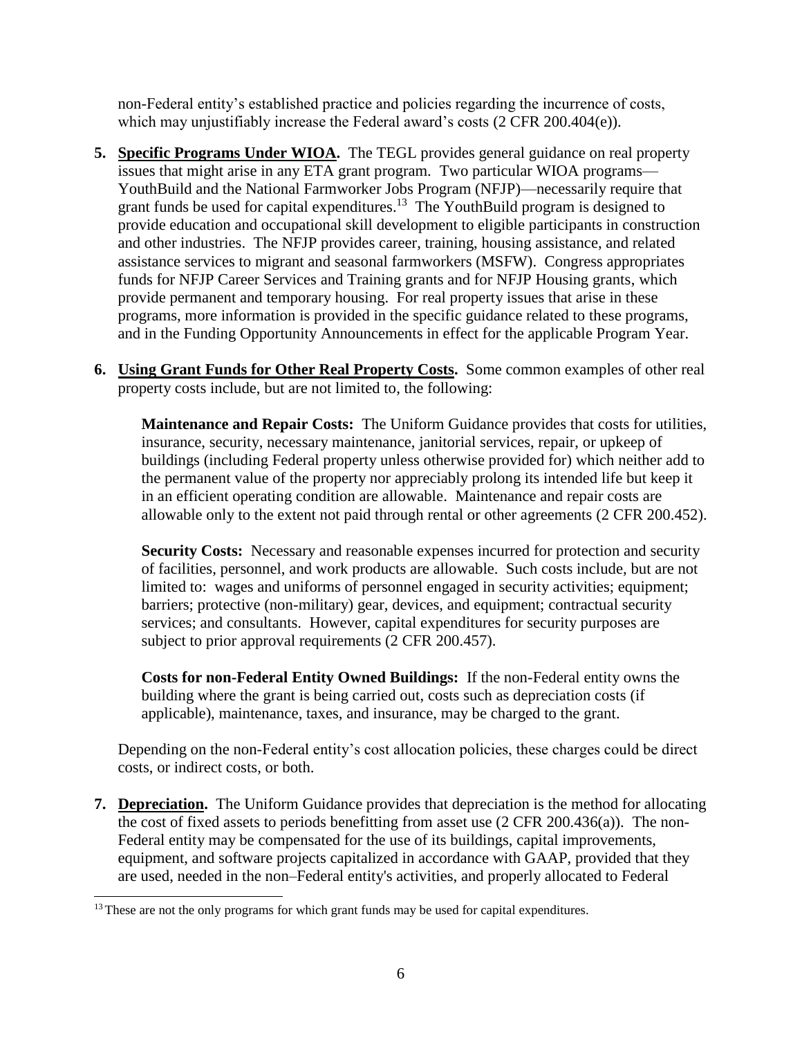non-Federal entity's established practice and policies regarding the incurrence of costs, which may unjustifiably increase the Federal award's costs (2 CFR 200.404(e)).

5. **Specific Programs Under WIOA.** The TEGL provides general guidance on real property issues that might arise in any ETA grant program. Two particular WIOA programs—YouthBuild and the National Farmworker Jobs Program (NFJP)—necessarily require that grant funds be used for capital expenditures.[13] The YouthBuild program is designed to provide education and occupational skill development to eligible participants in construction and other industries. The NFJP provides career, training, housing assistance, and related assistance services to migrant and seasonal farmworkers (MSFW). Congress appropriates funds for NFJP Career Services and Training grants and for NFJP Housing grants, which provide permanent and temporary housing. For real property issues that arise in these programs, more information is provided in the specific guidance related to these programs, and in the Funding Opportunity Announcements in effect for the applicable Program Year.

6. **Using Grant Funds for Other Real Property Costs.** Some common examples of other real property costs include, but are not limited to, the following:

   **Maintenance and Repair Costs:** The Uniform Guidance provides that costs for utilities, insurance, security, necessary maintenance, janitorial services, repair, or upkeep of buildings (including Federal property unless otherwise provided for) which neither add to the permanent value of the property nor appreciably prolong its intended life but keep it in an efficient operating condition are allowable. Maintenance and repair costs are allowable only to the extent not paid through rental or other agreements (2 CFR 200.452).

   **Security Costs:** Necessary and reasonable expenses incurred for protection and security of facilities, personnel, and work products are allowable. Such costs include, but are not limited to: wages and uniforms of personnel engaged in security activities; equipment; barriers; protective (non-military) gear, devices, and equipment; contractual security services; and consultants. However, capital expenditures for security purposes are subject to prior approval requirements (2 CFR 200.457).

   **Costs for non-Federal Entity Owned Buildings:** If the non-Federal entity owns the building where the grant is being carried out, costs such as depreciation costs (if applicable), maintenance, taxes, and insurance, may be charged to the grant.

   Depending on the non-Federal entity's cost allocation policies, these charges could be direct costs, or indirect costs, or both.

7. **Depreciation.** The Uniform Guidance provides that depreciation is the method for allocating the cost of fixed assets to periods benefitting from asset use (2 CFR 200.436(a)). The non-Federal entity may be compensated for the use of its buildings, capital improvements, equipment, and software projects capitalized in accordance with GAAP, provided that they are used, needed in the non–Federal entity's activities, and properly allocated to Federal

---

[13] These are not the only programs for which grant funds may be used for capital expenditures.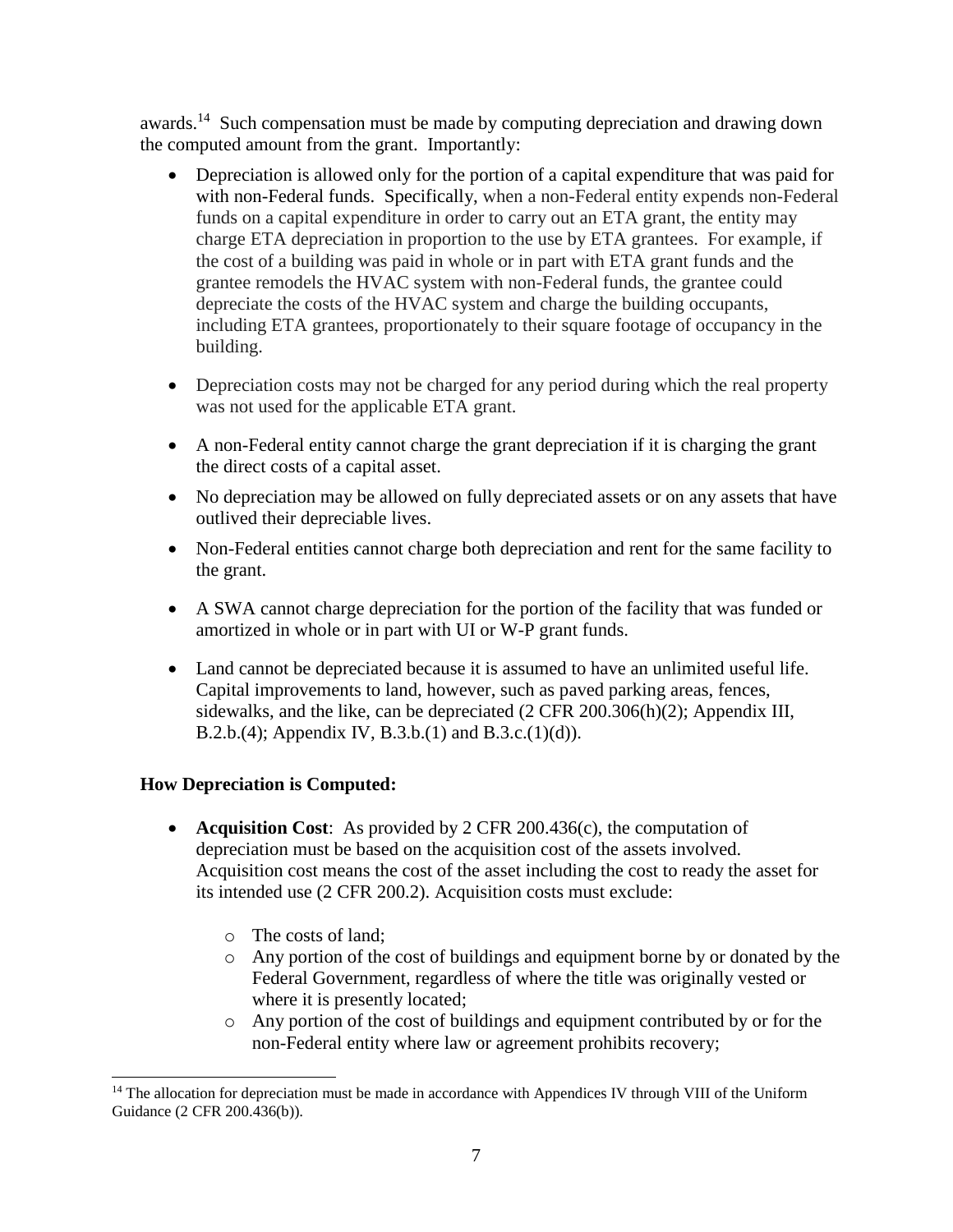awards.[14] Such compensation must be made by computing depreciation and drawing down the computed amount from the grant. Importantly:

- Depreciation is allowed only for the portion of a capital expenditure that was paid for with non-Federal funds. Specifically, when a non-Federal entity expends non-Federal funds on a capital expenditure in order to carry out an ETA grant, the entity may charge ETA depreciation in proportion to the use by ETA grantees. For example, if the cost of a building was paid in whole or in part with ETA grant funds and the grantee remodels the HVAC system with non-Federal funds, the grantee could depreciate the costs of the HVAC system and charge the building occupants, including ETA grantees, proportionately to their square footage of occupancy in the building.

- Depreciation costs may not be charged for any period during which the real property was not used for the applicable ETA grant.

- A non-Federal entity cannot charge the grant depreciation if it is charging the grant the direct costs of a capital asset.

- No depreciation may be allowed on fully depreciated assets or on any assets that have outlived their depreciable lives.

- Non-Federal entities cannot charge both depreciation and rent for the same facility to the grant.

- A SWA cannot charge depreciation for the portion of the facility that was funded or amortized in whole or in part with UI or W-P grant funds.

- Land cannot be depreciated because it is assumed to have an unlimited useful life. Capital improvements to land, however, such as paved parking areas, fences, sidewalks, and the like, can be depreciated (2 CFR 200.306(h)(2); Appendix III, B.2.b.(4); Appendix IV, B.3.b.(1) and B.3.c.(1)(d)).

**How Depreciation is Computed:**

- **Acquisition Cost**: As provided by 2 CFR 200.436(c), the computation of depreciation must be based on the acquisition cost of the assets involved. Acquisition cost means the cost of the asset including the cost to ready the asset for its intended use (2 CFR 200.2). Acquisition costs must exclude:
  - The costs of land;
  - Any portion of the cost of buildings and equipment borne by or donated by the Federal Government, regardless of where the title was originally vested or where it is presently located;
  - Any portion of the cost of buildings and equipment contributed by or for the non-Federal entity where law or agreement prohibits recovery;

[14] The allocation for depreciation must be made in accordance with Appendices IV through VIII of the Uniform Guidance (2 CFR 200.436(b)).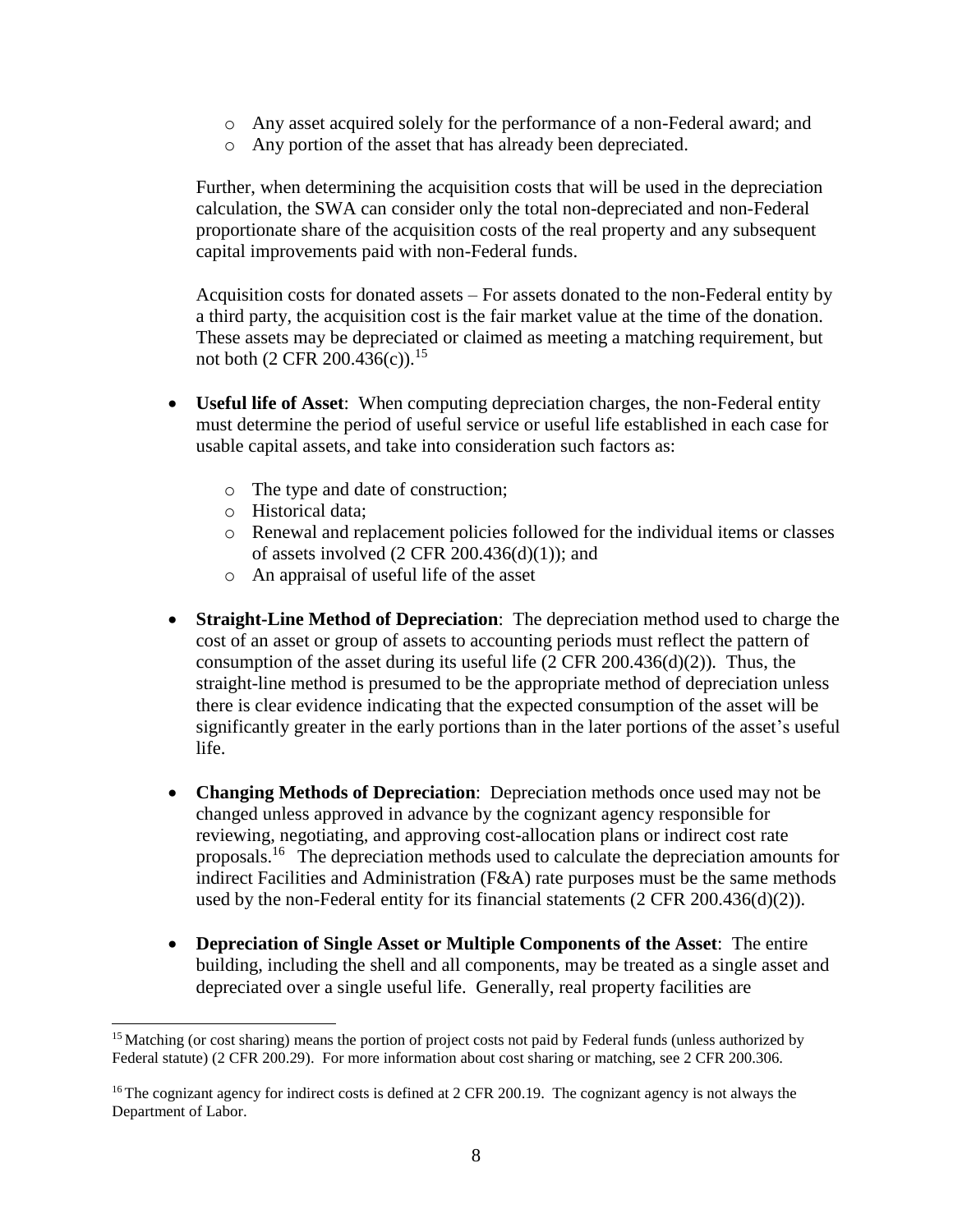- Any asset acquired solely for the performance of a non-Federal award; and
    - Any portion of the asset that has already been depreciated.

  Further, when determining the acquisition costs that will be used in the depreciation calculation, the SWA can consider only the total non-depreciated and non-Federal proportionate share of the acquisition costs of the real property and any subsequent capital improvements paid with non-Federal funds.

  Acquisition costs for donated assets – For assets donated to the non-Federal entity by a third party, the acquisition cost is the fair market value at the time of the donation. These assets may be depreciated or claimed as meeting a matching requirement, but not both (2 CFR 200.436(c)).[15]

- **Useful life of Asset**: When computing depreciation charges, the non-Federal entity must determine the period of useful service or useful life established in each case for usable capital assets, and take into consideration such factors as:

    - The type and date of construction;
    - Historical data;
    - Renewal and replacement policies followed for the individual items or classes of assets involved (2 CFR 200.436(d)(1)); and
    - An appraisal of useful life of the asset

- **Straight-Line Method of Depreciation**: The depreciation method used to charge the cost of an asset or group of assets to accounting periods must reflect the pattern of consumption of the asset during its useful life (2 CFR 200.436(d)(2)). Thus, the straight-line method is presumed to be the appropriate method of depreciation unless there is clear evidence indicating that the expected consumption of the asset will be significantly greater in the early portions than in the later portions of the asset's useful life.

- **Changing Methods of Depreciation**: Depreciation methods once used may not be changed unless approved in advance by the cognizant agency responsible for reviewing, negotiating, and approving cost-allocation plans or indirect cost rate proposals.[16] The depreciation methods used to calculate the depreciation amounts for indirect Facilities and Administration (F&A) rate purposes must be the same methods used by the non-Federal entity for its financial statements (2 CFR 200.436(d)(2)).

- **Depreciation of Single Asset or Multiple Components of the Asset**: The entire building, including the shell and all components, may be treated as a single asset and depreciated over a single useful life. Generally, real property facilities are

---

[15] Matching (or cost sharing) means the portion of project costs not paid by Federal funds (unless authorized by Federal statute) (2 CFR 200.29). For more information about cost sharing or matching, see 2 CFR 200.306.

[16] The cognizant agency for indirect costs is defined at 2 CFR 200.19. The cognizant agency is not always the Department of Labor.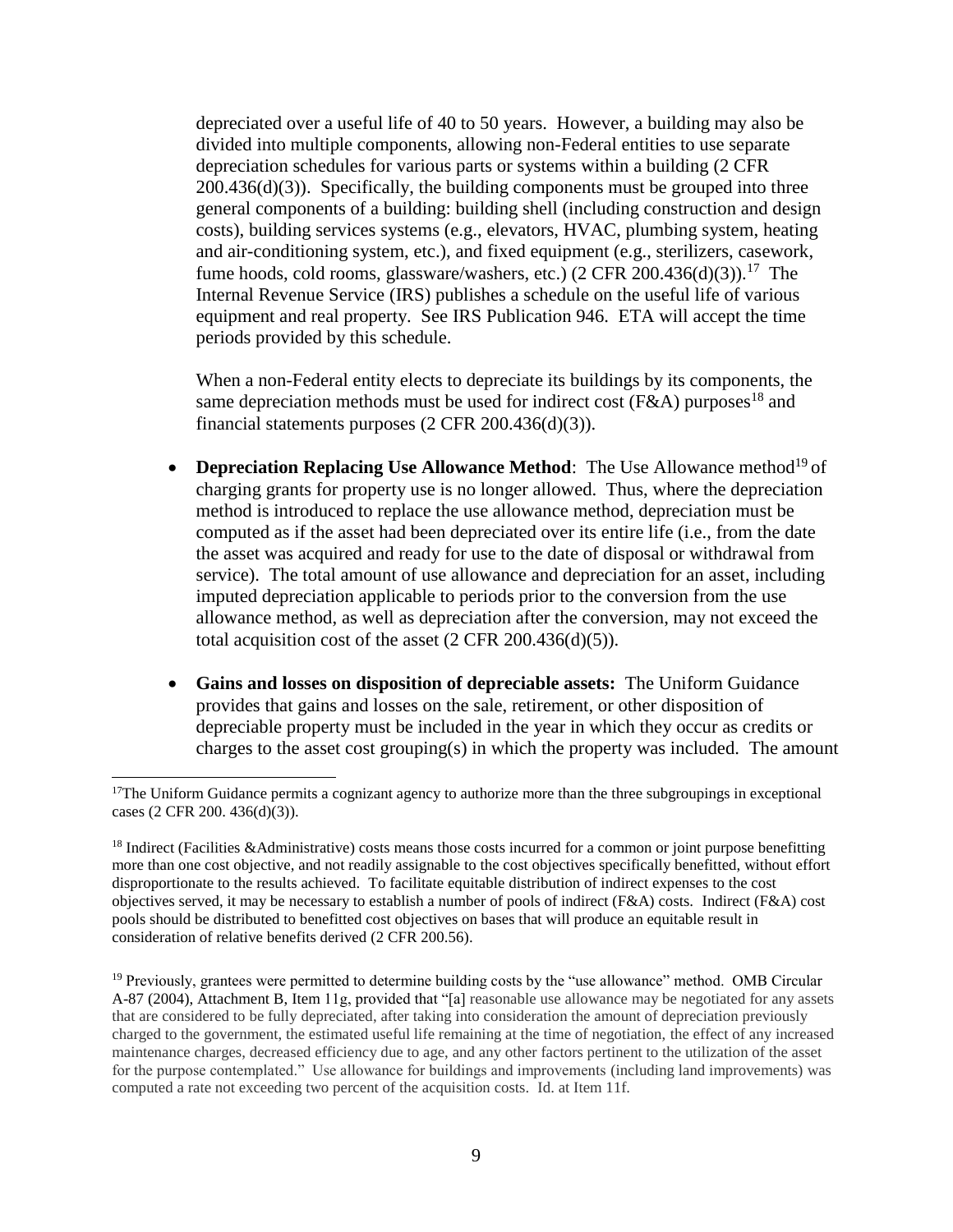depreciated over a useful life of 40 to 50 years. However, a building may also be divided into multiple components, allowing non-Federal entities to use separate depreciation schedules for various parts or systems within a building (2 CFR 200.436(d)(3)). Specifically, the building components must be grouped into three general components of a building: building shell (including construction and design costs), building services systems (e.g., elevators, HVAC, plumbing system, heating and air-conditioning system, etc.), and fixed equipment (e.g., sterilizers, casework, fume hoods, cold rooms, glassware/washers, etc.) (2 CFR 200.436(d)(3)).[17] The Internal Revenue Service (IRS) publishes a schedule on the useful life of various equipment and real property. See IRS Publication 946. ETA will accept the time periods provided by this schedule.

When a non-Federal entity elects to depreciate its buildings by its components, the same depreciation methods must be used for indirect cost (F&A) purposes[18] and financial statements purposes (2 CFR 200.436(d)(3)).

- **Depreciation Replacing Use Allowance Method**: The Use Allowance method[19] of charging grants for property use is no longer allowed. Thus, where the depreciation method is introduced to replace the use allowance method, depreciation must be computed as if the asset had been depreciated over its entire life (i.e., from the date the asset was acquired and ready for use to the date of disposal or withdrawal from service). The total amount of use allowance and depreciation for an asset, including imputed depreciation applicable to periods prior to the conversion from the use allowance method, as well as depreciation after the conversion, may not exceed the total acquisition cost of the asset (2 CFR 200.436(d)(5)).

- **Gains and losses on disposition of depreciable assets:** The Uniform Guidance provides that gains and losses on the sale, retirement, or other disposition of depreciable property must be included in the year in which they occur as credits or charges to the asset cost grouping(s) in which the property was included. The amount

---

[17] The Uniform Guidance permits a cognizant agency to authorize more than the three subgroupings in exceptional cases (2 CFR 200. 436(d)(3)).

[18] Indirect (Facilities &Administrative) costs means those costs incurred for a common or joint purpose benefitting more than one cost objective, and not readily assignable to the cost objectives specifically benefitted, without effort disproportionate to the results achieved. To facilitate equitable distribution of indirect expenses to the cost objectives served, it may be necessary to establish a number of pools of indirect (F&A) costs. Indirect (F&A) cost pools should be distributed to benefitted cost objectives on bases that will produce an equitable result in consideration of relative benefits derived (2 CFR 200.56).

[19] Previously, grantees were permitted to determine building costs by the "use allowance" method. OMB Circular A-87 (2004), Attachment B, Item 11g, provided that "[a] reasonable use allowance may be negotiated for any assets that are considered to be fully depreciated, after taking into consideration the amount of depreciation previously charged to the government, the estimated useful life remaining at the time of negotiation, the effect of any increased maintenance charges, decreased efficiency due to age, and any other factors pertinent to the utilization of the asset for the purpose contemplated." Use allowance for buildings and improvements (including land improvements) was computed a rate not exceeding two percent of the acquisition costs. Id. at Item 11f.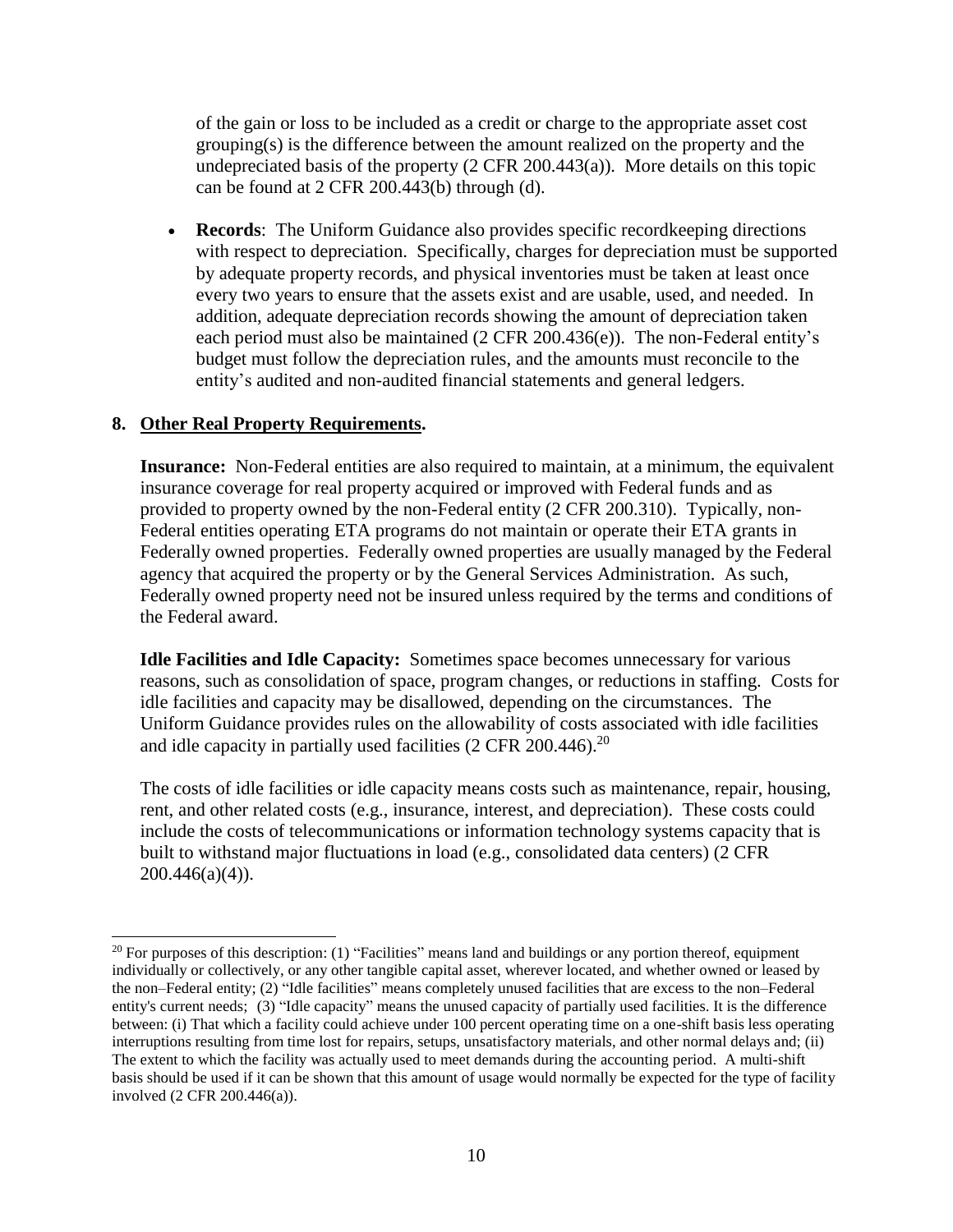of the gain or loss to be included as a credit or charge to the appropriate asset cost grouping(s) is the difference between the amount realized on the property and the undepreciated basis of the property (2 CFR 200.443(a)). More details on this topic can be found at 2 CFR 200.443(b) through (d).

- **Records**: The Uniform Guidance also provides specific recordkeeping directions with respect to depreciation. Specifically, charges for depreciation must be supported by adequate property records, and physical inventories must be taken at least once every two years to ensure that the assets exist and are usable, used, and needed. In addition, adequate depreciation records showing the amount of depreciation taken each period must also be maintained (2 CFR 200.436(e)). The non-Federal entity's budget must follow the depreciation rules, and the amounts must reconcile to the entity's audited and non-audited financial statements and general ledgers.

**8. Other Real Property Requirements.**

**Insurance:** Non-Federal entities are also required to maintain, at a minimum, the equivalent insurance coverage for real property acquired or improved with Federal funds and as provided to property owned by the non-Federal entity (2 CFR 200.310). Typically, non-Federal entities operating ETA programs do not maintain or operate their ETA grants in Federally owned properties. Federally owned properties are usually managed by the Federal agency that acquired the property or by the General Services Administration. As such, Federally owned property need not be insured unless required by the terms and conditions of the Federal award.

**Idle Facilities and Idle Capacity:** Sometimes space becomes unnecessary for various reasons, such as consolidation of space, program changes, or reductions in staffing. Costs for idle facilities and capacity may be disallowed, depending on the circumstances. The Uniform Guidance provides rules on the allowability of costs associated with idle facilities and idle capacity in partially used facilities (2 CFR 200.446).[20]

The costs of idle facilities or idle capacity means costs such as maintenance, repair, housing, rent, and other related costs (e.g., insurance, interest, and depreciation). These costs could include the costs of telecommunications or information technology systems capacity that is built to withstand major fluctuations in load (e.g., consolidated data centers) (2 CFR 200.446(a)(4)).

---

[20] For purposes of this description: (1) "Facilities" means land and buildings or any portion thereof, equipment individually or collectively, or any other tangible capital asset, wherever located, and whether owned or leased by the non–Federal entity; (2) "Idle facilities" means completely unused facilities that are excess to the non–Federal entity's current needs; (3) "Idle capacity" means the unused capacity of partially used facilities. It is the difference between: (i) That which a facility could achieve under 100 percent operating time on a one-shift basis less operating interruptions resulting from time lost for repairs, setups, unsatisfactory materials, and other normal delays and; (ii) The extent to which the facility was actually used to meet demands during the accounting period. A multi-shift basis should be used if it can be shown that this amount of usage would normally be expected for the type of facility involved (2 CFR 200.446(a)).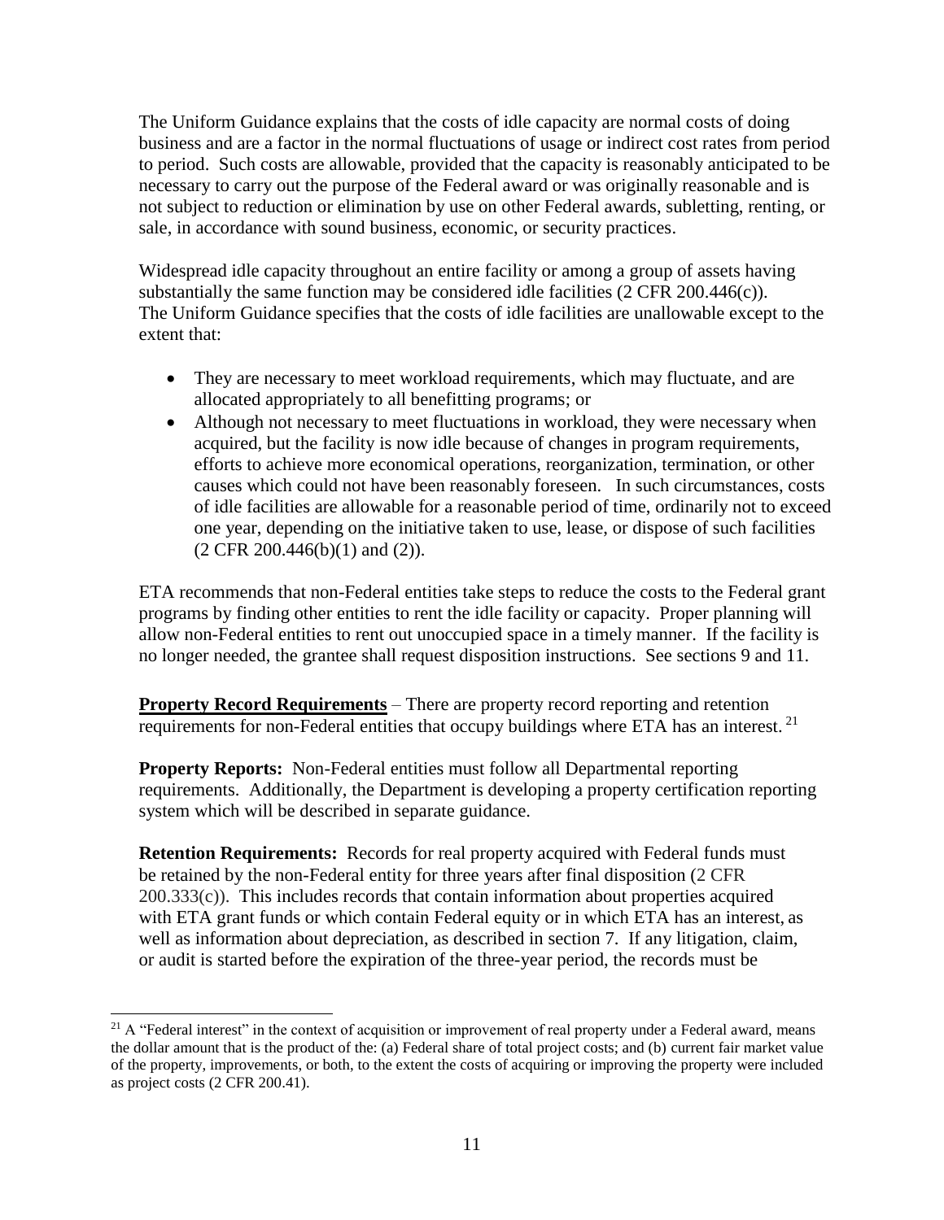The Uniform Guidance explains that the costs of idle capacity are normal costs of doing business and are a factor in the normal fluctuations of usage or indirect cost rates from period to period. Such costs are allowable, provided that the capacity is reasonably anticipated to be necessary to carry out the purpose of the Federal award or was originally reasonable and is not subject to reduction or elimination by use on other Federal awards, subletting, renting, or sale, in accordance with sound business, economic, or security practices.

Widespread idle capacity throughout an entire facility or among a group of assets having substantially the same function may be considered idle facilities (2 CFR 200.446(c)). The Uniform Guidance specifies that the costs of idle facilities are unallowable except to the extent that:

- They are necessary to meet workload requirements, which may fluctuate, and are allocated appropriately to all benefitting programs; or
- Although not necessary to meet fluctuations in workload, they were necessary when acquired, but the facility is now idle because of changes in program requirements, efforts to achieve more economical operations, reorganization, termination, or other causes which could not have been reasonably foreseen. In such circumstances, costs of idle facilities are allowable for a reasonable period of time, ordinarily not to exceed one year, depending on the initiative taken to use, lease, or dispose of such facilities (2 CFR 200.446(b)(1) and (2)).

ETA recommends that non-Federal entities take steps to reduce the costs to the Federal grant programs by finding other entities to rent the idle facility or capacity. Proper planning will allow non-Federal entities to rent out unoccupied space in a timely manner. If the facility is no longer needed, the grantee shall request disposition instructions. See sections 9 and 11.

**Property Record Requirements** – There are property record reporting and retention requirements for non-Federal entities that occupy buildings where ETA has an interest.[21]

**Property Reports:** Non-Federal entities must follow all Departmental reporting requirements. Additionally, the Department is developing a property certification reporting system which will be described in separate guidance.

**Retention Requirements:** Records for real property acquired with Federal funds must be retained by the non-Federal entity for three years after final disposition (2 CFR 200.333(c)). This includes records that contain information about properties acquired with ETA grant funds or which contain Federal equity or in which ETA has an interest, as well as information about depreciation, as described in section 7. If any litigation, claim, or audit is started before the expiration of the three-year period, the records must be

[21] A "Federal interest" in the context of acquisition or improvement of real property under a Federal award, means the dollar amount that is the product of the: (a) Federal share of total project costs; and (b) current fair market value of the property, improvements, or both, to the extent the costs of acquiring or improving the property were included as project costs (2 CFR 200.41).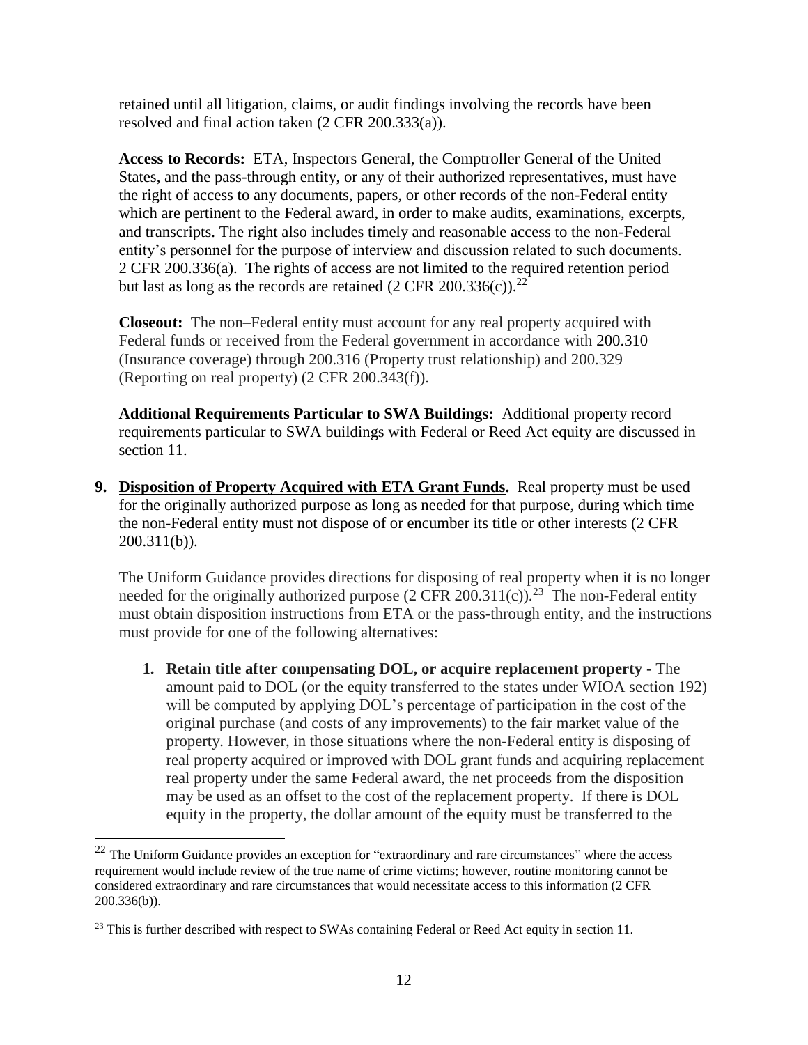retained until all litigation, claims, or audit findings involving the records have been resolved and final action taken (2 CFR 200.333(a)).

**Access to Records:** ETA, Inspectors General, the Comptroller General of the United States, and the pass-through entity, or any of their authorized representatives, must have the right of access to any documents, papers, or other records of the non-Federal entity which are pertinent to the Federal award, in order to make audits, examinations, excerpts, and transcripts. The right also includes timely and reasonable access to the non-Federal entity's personnel for the purpose of interview and discussion related to such documents. 2 CFR 200.336(a). The rights of access are not limited to the required retention period but last as long as the records are retained (2 CFR 200.336(c)).[22]

**Closeout:** The non–Federal entity must account for any real property acquired with Federal funds or received from the Federal government in accordance with 200.310 (Insurance coverage) through 200.316 (Property trust relationship) and 200.329 (Reporting on real property) (2 CFR 200.343(f)).

**Additional Requirements Particular to SWA Buildings:** Additional property record requirements particular to SWA buildings with Federal or Reed Act equity are discussed in section 11.

**9. <u>Disposition of Property Acquired with ETA Grant Funds</u>.** Real property must be used for the originally authorized purpose as long as needed for that purpose, during which time the non-Federal entity must not dispose of or encumber its title or other interests (2 CFR 200.311(b)).

The Uniform Guidance provides directions for disposing of real property when it is no longer needed for the originally authorized purpose (2 CFR 200.311(c)).[23] The non-Federal entity must obtain disposition instructions from ETA or the pass-through entity, and the instructions must provide for one of the following alternatives:

1. **Retain title after compensating DOL, or acquire replacement property** - The amount paid to DOL (or the equity transferred to the states under WIOA section 192) will be computed by applying DOL's percentage of participation in the cost of the original purchase (and costs of any improvements) to the fair market value of the property. However, in those situations where the non-Federal entity is disposing of real property acquired or improved with DOL grant funds and acquiring replacement real property under the same Federal award, the net proceeds from the disposition may be used as an offset to the cost of the replacement property. If there is DOL equity in the property, the dollar amount of the equity must be transferred to the

---

[22] The Uniform Guidance provides an exception for "extraordinary and rare circumstances" where the access requirement would include review of the true name of crime victims; however, routine monitoring cannot be considered extraordinary and rare circumstances that would necessitate access to this information (2 CFR 200.336(b)).

[23] This is further described with respect to SWAs containing Federal or Reed Act equity in section 11.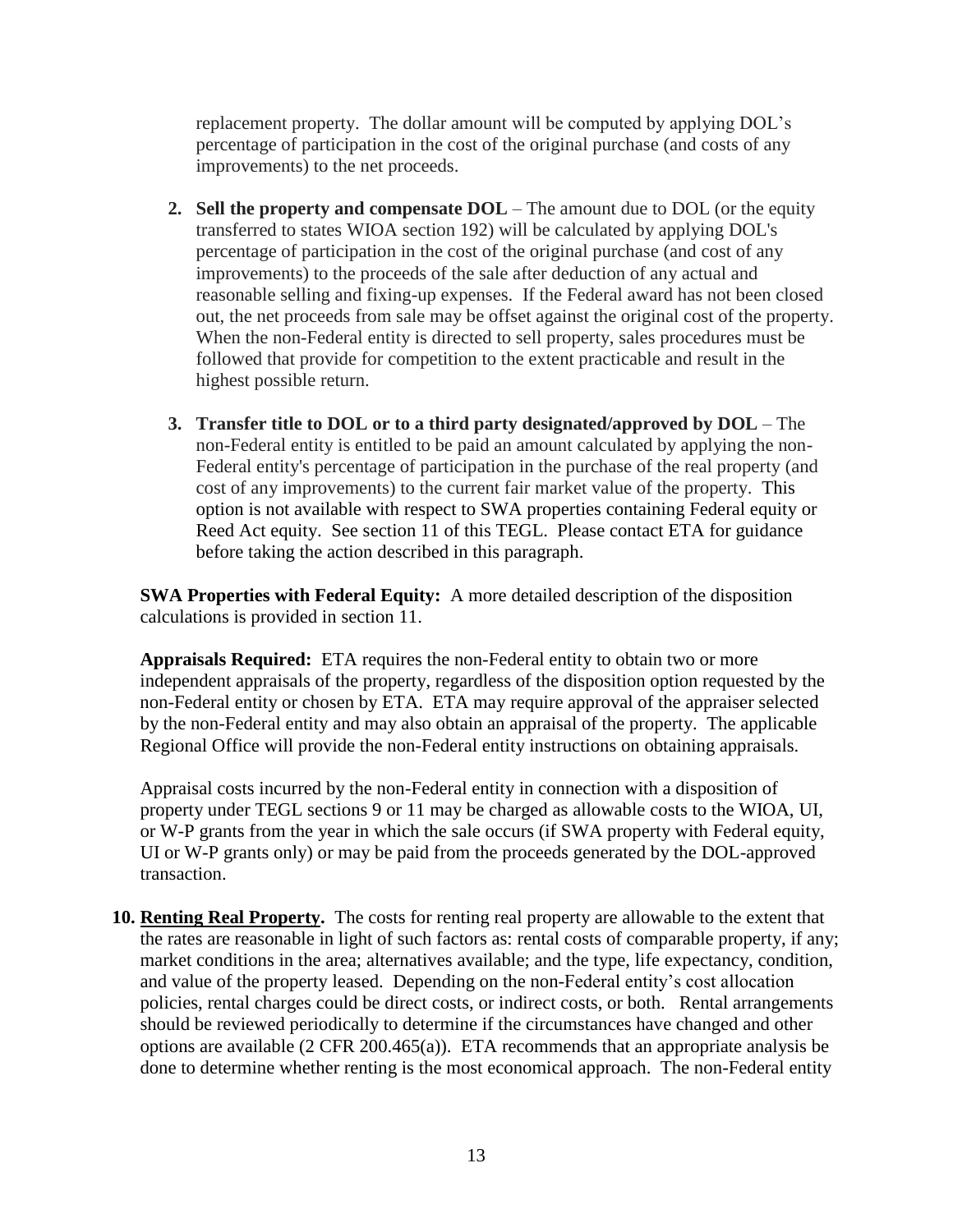replacement property. The dollar amount will be computed by applying DOL's percentage of participation in the cost of the original purchase (and costs of any improvements) to the net proceeds.

2. **Sell the property and compensate DOL** – The amount due to DOL (or the equity transferred to states WIOA section 192) will be calculated by applying DOL's percentage of participation in the cost of the original purchase (and cost of any improvements) to the proceeds of the sale after deduction of any actual and reasonable selling and fixing-up expenses. If the Federal award has not been closed out, the net proceeds from sale may be offset against the original cost of the property. When the non-Federal entity is directed to sell property, sales procedures must be followed that provide for competition to the extent practicable and result in the highest possible return.

3. **Transfer title to DOL or to a third party designated/approved by DOL** – The non-Federal entity is entitled to be paid an amount calculated by applying the non-Federal entity's percentage of participation in the purchase of the real property (and cost of any improvements) to the current fair market value of the property. This option is not available with respect to SWA properties containing Federal equity or Reed Act equity. See section 11 of this TEGL. Please contact ETA for guidance before taking the action described in this paragraph.

**SWA Properties with Federal Equity:** A more detailed description of the disposition calculations is provided in section 11.

**Appraisals Required:** ETA requires the non-Federal entity to obtain two or more independent appraisals of the property, regardless of the disposition option requested by the non-Federal entity or chosen by ETA. ETA may require approval of the appraiser selected by the non-Federal entity and may also obtain an appraisal of the property. The applicable Regional Office will provide the non-Federal entity instructions on obtaining appraisals.

Appraisal costs incurred by the non-Federal entity in connection with a disposition of property under TEGL sections 9 or 11 may be charged as allowable costs to the WIOA, UI, or W-P grants from the year in which the sale occurs (if SWA property with Federal equity, UI or W-P grants only) or may be paid from the proceeds generated by the DOL-approved transaction.

10. **Renting Real Property.** The costs for renting real property are allowable to the extent that the rates are reasonable in light of such factors as: rental costs of comparable property, if any; market conditions in the area; alternatives available; and the type, life expectancy, condition, and value of the property leased. Depending on the non-Federal entity's cost allocation policies, rental charges could be direct costs, or indirect costs, or both. Rental arrangements should be reviewed periodically to determine if the circumstances have changed and other options are available (2 CFR 200.465(a)). ETA recommends that an appropriate analysis be done to determine whether renting is the most economical approach. The non-Federal entity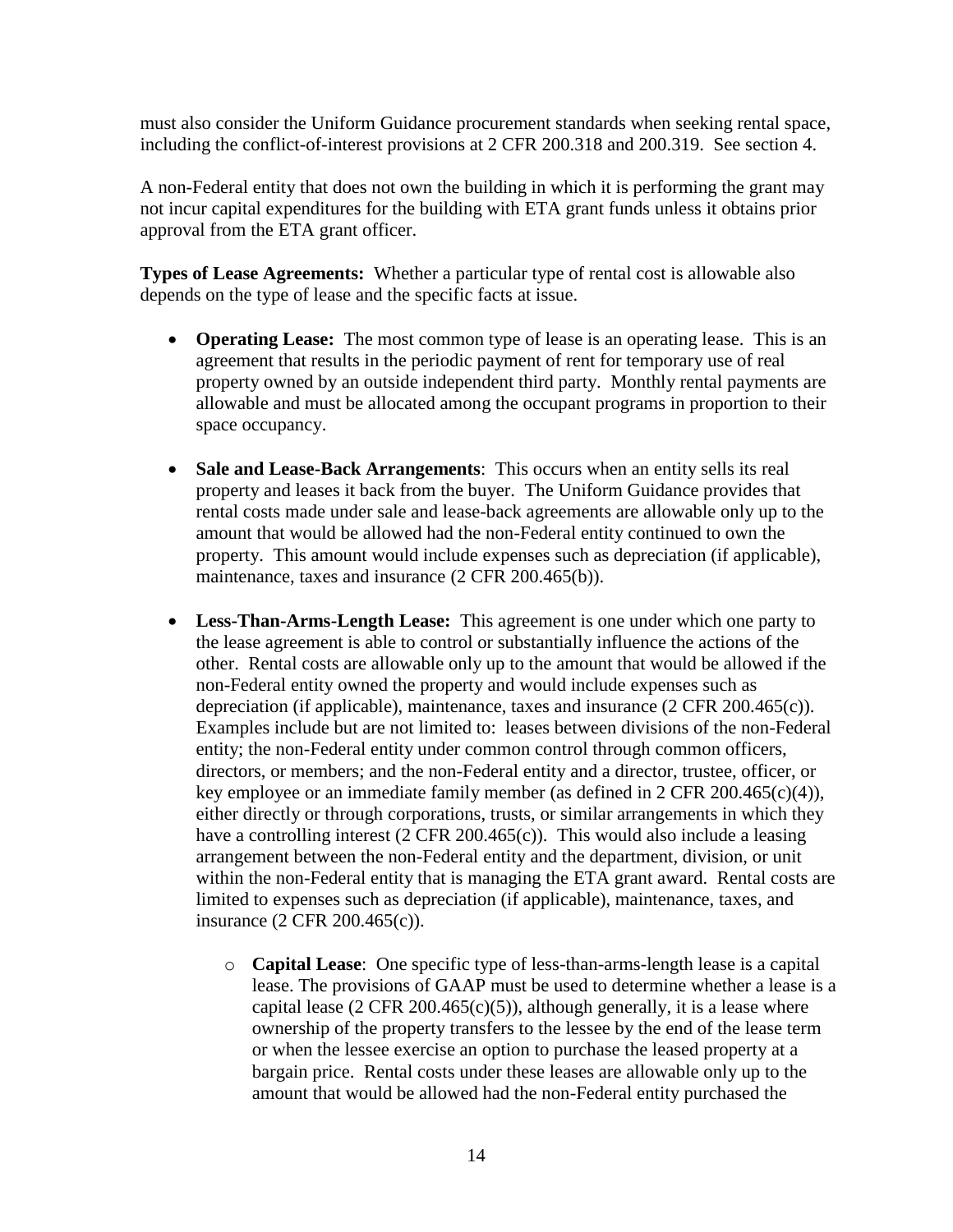must also consider the Uniform Guidance procurement standards when seeking rental space, including the conflict-of-interest provisions at 2 CFR 200.318 and 200.319. See section 4.

A non-Federal entity that does not own the building in which it is performing the grant may not incur capital expenditures for the building with ETA grant funds unless it obtains prior approval from the ETA grant officer.

**Types of Lease Agreements:** Whether a particular type of rental cost is allowable also depends on the type of lease and the specific facts at issue.

- **Operating Lease:** The most common type of lease is an operating lease. This is an agreement that results in the periodic payment of rent for temporary use of real property owned by an outside independent third party. Monthly rental payments are allowable and must be allocated among the occupant programs in proportion to their space occupancy.

- **Sale and Lease-Back Arrangements**: This occurs when an entity sells its real property and leases it back from the buyer. The Uniform Guidance provides that rental costs made under sale and lease-back agreements are allowable only up to the amount that would be allowed had the non-Federal entity continued to own the property. This amount would include expenses such as depreciation (if applicable), maintenance, taxes and insurance (2 CFR 200.465(b)).

- **Less-Than-Arms-Length Lease:** This agreement is one under which one party to the lease agreement is able to control or substantially influence the actions of the other. Rental costs are allowable only up to the amount that would be allowed if the non-Federal entity owned the property and would include expenses such as depreciation (if applicable), maintenance, taxes and insurance (2 CFR 200.465(c)). Examples include but are not limited to: leases between divisions of the non-Federal entity; the non-Federal entity under common control through common officers, directors, or members; and the non-Federal entity and a director, trustee, officer, or key employee or an immediate family member (as defined in 2 CFR 200.465(c)(4)), either directly or through corporations, trusts, or similar arrangements in which they have a controlling interest (2 CFR 200.465(c)). This would also include a leasing arrangement between the non-Federal entity and the department, division, or unit within the non-Federal entity that is managing the ETA grant award. Rental costs are limited to expenses such as depreciation (if applicable), maintenance, taxes, and insurance (2 CFR 200.465(c)).

  - **Capital Lease**: One specific type of less-than-arms-length lease is a capital lease. The provisions of GAAP must be used to determine whether a lease is a capital lease (2 CFR 200.465(c)(5)), although generally, it is a lease where ownership of the property transfers to the lessee by the end of the lease term or when the lessee exercise an option to purchase the leased property at a bargain price. Rental costs under these leases are allowable only up to the amount that would be allowed had the non-Federal entity purchased the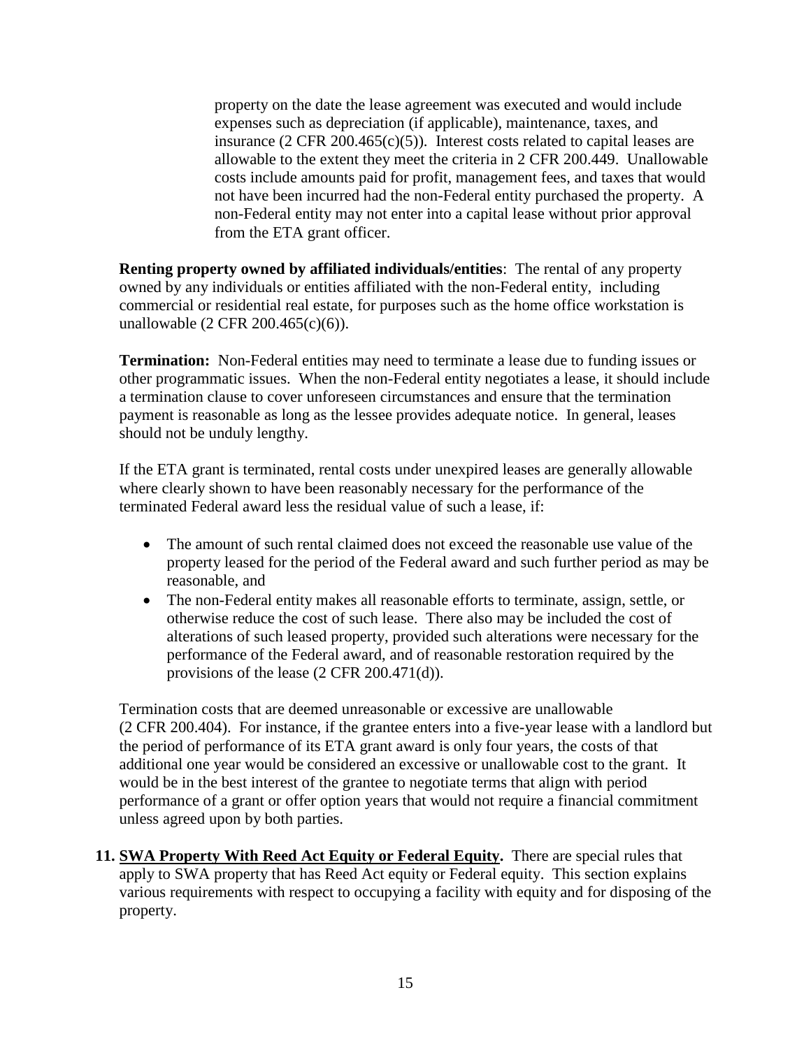property on the date the lease agreement was executed and would include expenses such as depreciation (if applicable), maintenance, taxes, and insurance (2 CFR 200.465(c)(5)). Interest costs related to capital leases are allowable to the extent they meet the criteria in 2 CFR 200.449. Unallowable costs include amounts paid for profit, management fees, and taxes that would not have been incurred had the non-Federal entity purchased the property. A non-Federal entity may not enter into a capital lease without prior approval from the ETA grant officer.

**Renting property owned by affiliated individuals/entities**: The rental of any property owned by any individuals or entities affiliated with the non-Federal entity, including commercial or residential real estate, for purposes such as the home office workstation is unallowable (2 CFR 200.465(c)(6)).

**Termination:** Non-Federal entities may need to terminate a lease due to funding issues or other programmatic issues. When the non-Federal entity negotiates a lease, it should include a termination clause to cover unforeseen circumstances and ensure that the termination payment is reasonable as long as the lessee provides adequate notice. In general, leases should not be unduly lengthy.

If the ETA grant is terminated, rental costs under unexpired leases are generally allowable where clearly shown to have been reasonably necessary for the performance of the terminated Federal award less the residual value of such a lease, if:

- The amount of such rental claimed does not exceed the reasonable use value of the property leased for the period of the Federal award and such further period as may be reasonable, and
- The non-Federal entity makes all reasonable efforts to terminate, assign, settle, or otherwise reduce the cost of such lease. There also may be included the cost of alterations of such leased property, provided such alterations were necessary for the performance of the Federal award, and of reasonable restoration required by the provisions of the lease (2 CFR 200.471(d)).

Termination costs that are deemed unreasonable or excessive are unallowable (2 CFR 200.404). For instance, if the grantee enters into a five-year lease with a landlord but the period of performance of its ETA grant award is only four years, the costs of that additional one year would be considered an excessive or unallowable cost to the grant. It would be in the best interest of the grantee to negotiate terms that align with period performance of a grant or offer option years that would not require a financial commitment unless agreed upon by both parties.

**11. <u>SWA Property With Reed Act Equity or Federal Equity</u>.** There are special rules that apply to SWA property that has Reed Act equity or Federal equity. This section explains various requirements with respect to occupying a facility with equity and for disposing of the property.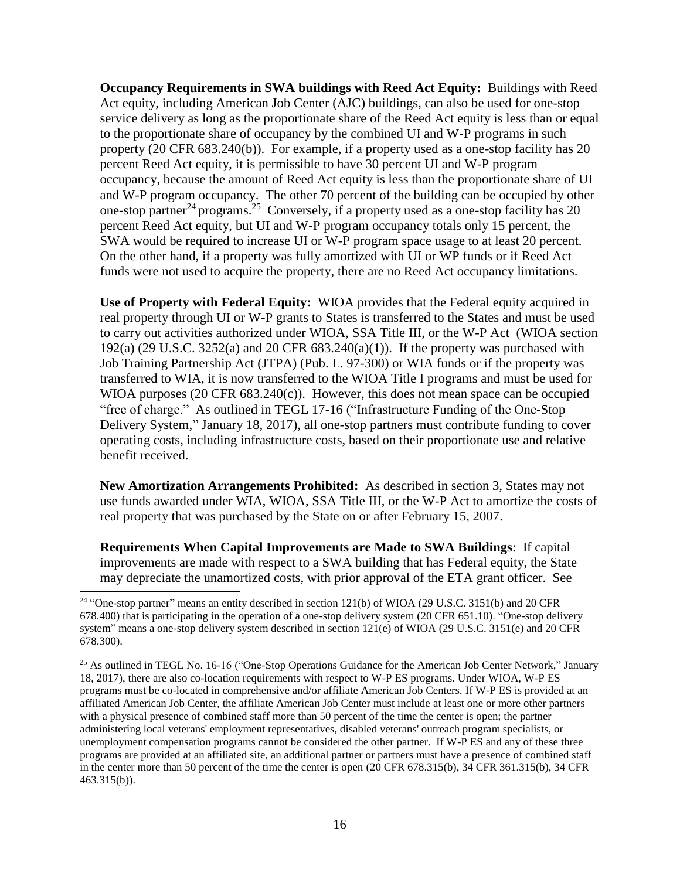**Occupancy Requirements in SWA buildings with Reed Act Equity:** Buildings with Reed Act equity, including American Job Center (AJC) buildings, can also be used for one-stop service delivery as long as the proportionate share of the Reed Act equity is less than or equal to the proportionate share of occupancy by the combined UI and W-P programs in such property (20 CFR 683.240(b)). For example, if a property used as a one-stop facility has 20 percent Reed Act equity, it is permissible to have 30 percent UI and W-P program occupancy, because the amount of Reed Act equity is less than the proportionate share of UI and W-P program occupancy. The other 70 percent of the building can be occupied by other one-stop partner[24] programs.[25] Conversely, if a property used as a one-stop facility has 20 percent Reed Act equity, but UI and W-P program occupancy totals only 15 percent, the SWA would be required to increase UI or W-P program space usage to at least 20 percent. On the other hand, if a property was fully amortized with UI or WP funds or if Reed Act funds were not used to acquire the property, there are no Reed Act occupancy limitations.

**Use of Property with Federal Equity:** WIOA provides that the Federal equity acquired in real property through UI or W-P grants to States is transferred to the States and must be used to carry out activities authorized under WIOA, SSA Title III, or the W-P Act (WIOA section 192(a) (29 U.S.C. 3252(a) and 20 CFR 683.240(a)(1)). If the property was purchased with Job Training Partnership Act (JTPA) (Pub. L. 97-300) or WIA funds or if the property was transferred to WIA, it is now transferred to the WIOA Title I programs and must be used for WIOA purposes (20 CFR 683.240(c)). However, this does not mean space can be occupied "free of charge." As outlined in TEGL 17-16 ("Infrastructure Funding of the One-Stop Delivery System," January 18, 2017), all one-stop partners must contribute funding to cover operating costs, including infrastructure costs, based on their proportionate use and relative benefit received.

**New Amortization Arrangements Prohibited:** As described in section 3, States may not use funds awarded under WIA, WIOA, SSA Title III, or the W-P Act to amortize the costs of real property that was purchased by the State on or after February 15, 2007.

**Requirements When Capital Improvements are Made to SWA Buildings**: If capital improvements are made with respect to a SWA building that has Federal equity, the State may depreciate the unamortized costs, with prior approval of the ETA grant officer. See

---

[24] "One-stop partner" means an entity described in section 121(b) of WIOA (29 U.S.C. 3151(b) and 20 CFR 678.400) that is participating in the operation of a one-stop delivery system (20 CFR 651.10). "One-stop delivery system" means a one-stop delivery system described in section 121(e) of WIOA (29 U.S.C. 3151(e) and 20 CFR 678.300).

[25] As outlined in TEGL No. 16-16 ("One-Stop Operations Guidance for the American Job Center Network," January 18, 2017), there are also co-location requirements with respect to W-P ES programs. Under WIOA, W-P ES programs must be co-located in comprehensive and/or affiliate American Job Centers. If W-P ES is provided at an affiliated American Job Center, the affiliate American Job Center must include at least one or more other partners with a physical presence of combined staff more than 50 percent of the time the center is open; the partner administering local veterans' employment representatives, disabled veterans' outreach program specialists, or unemployment compensation programs cannot be considered the other partner. If W-P ES and any of these three programs are provided at an affiliated site, an additional partner or partners must have a presence of combined staff in the center more than 50 percent of the time the center is open (20 CFR 678.315(b), 34 CFR 361.315(b), 34 CFR 463.315(b)).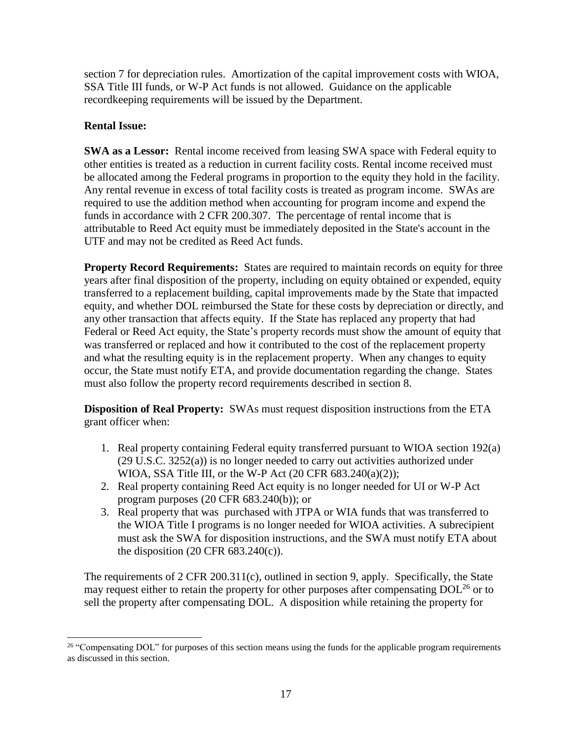section 7 for depreciation rules. Amortization of the capital improvement costs with WIOA, SSA Title III funds, or W-P Act funds is not allowed. Guidance on the applicable recordkeeping requirements will be issued by the Department.

**Rental Issue:**

**SWA as a Lessor:** Rental income received from leasing SWA space with Federal equity to other entities is treated as a reduction in current facility costs. Rental income received must be allocated among the Federal programs in proportion to the equity they hold in the facility. Any rental revenue in excess of total facility costs is treated as program income. SWAs are required to use the addition method when accounting for program income and expend the funds in accordance with 2 CFR 200.307. The percentage of rental income that is attributable to Reed Act equity must be immediately deposited in the State's account in the UTF and may not be credited as Reed Act funds.

**Property Record Requirements:** States are required to maintain records on equity for three years after final disposition of the property, including on equity obtained or expended, equity transferred to a replacement building, capital improvements made by the State that impacted equity, and whether DOL reimbursed the State for these costs by depreciation or directly, and any other transaction that affects equity. If the State has replaced any property that had Federal or Reed Act equity, the State's property records must show the amount of equity that was transferred or replaced and how it contributed to the cost of the replacement property and what the resulting equity is in the replacement property. When any changes to equity occur, the State must notify ETA, and provide documentation regarding the change. States must also follow the property record requirements described in section 8.

**Disposition of Real Property:** SWAs must request disposition instructions from the ETA grant officer when:

1. Real property containing Federal equity transferred pursuant to WIOA section 192(a) (29 U.S.C. 3252(a)) is no longer needed to carry out activities authorized under WIOA, SSA Title III, or the W-P Act (20 CFR 683.240(a)(2));
2. Real property containing Reed Act equity is no longer needed for UI or W-P Act program purposes (20 CFR 683.240(b)); or
3. Real property that was purchased with JTPA or WIA funds that was transferred to the WIOA Title I programs is no longer needed for WIOA activities. A subrecipient must ask the SWA for disposition instructions, and the SWA must notify ETA about the disposition (20 CFR 683.240(c)).

The requirements of 2 CFR 200.311(c), outlined in section 9, apply. Specifically, the State may request either to retain the property for other purposes after compensating DOL[26] or to sell the property after compensating DOL. A disposition while retaining the property for

[26] "Compensating DOL" for purposes of this section means using the funds for the applicable program requirements as discussed in this section.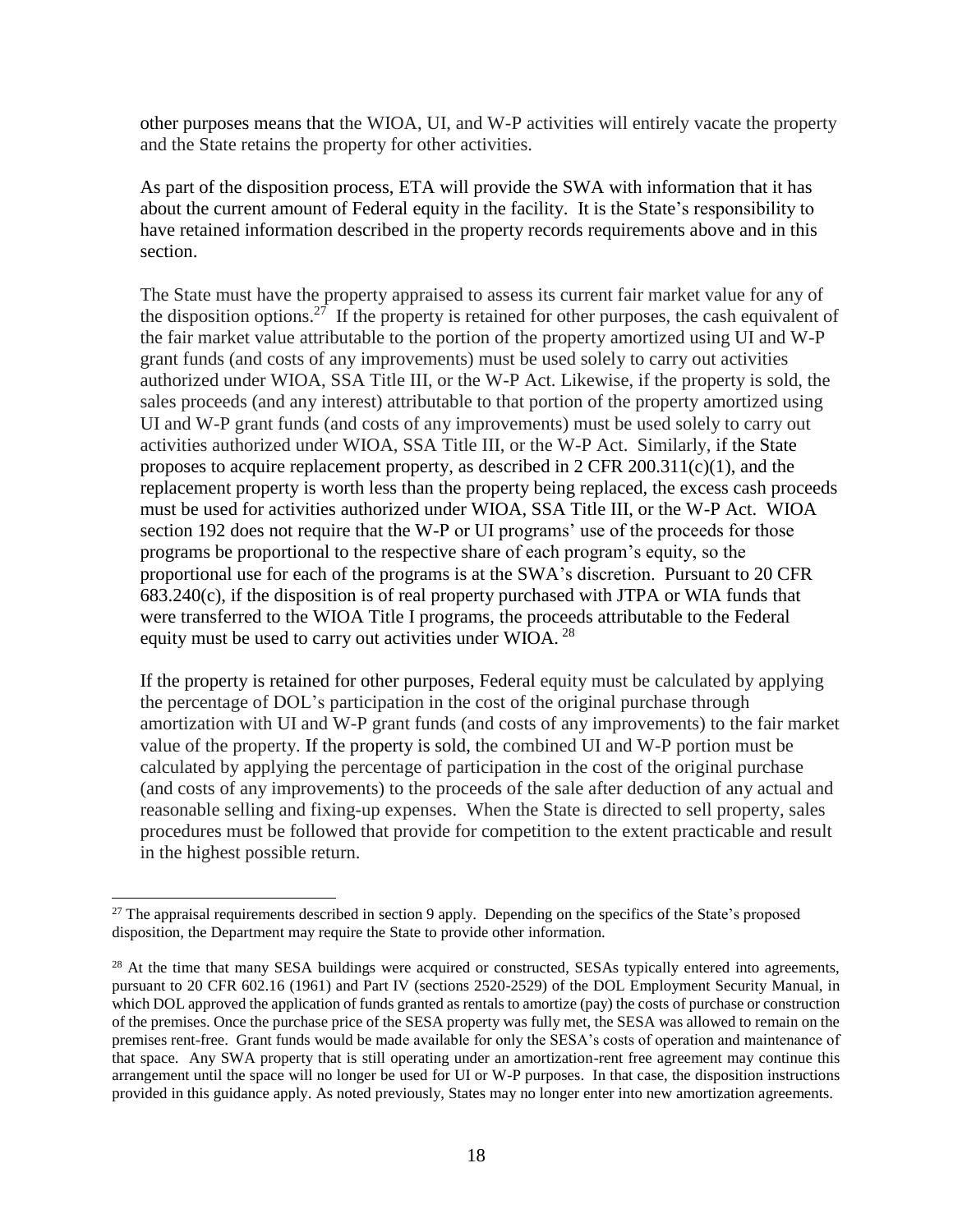other purposes means that the WIOA, UI, and W-P activities will entirely vacate the property and the State retains the property for other activities.

As part of the disposition process, ETA will provide the SWA with information that it has about the current amount of Federal equity in the facility. It is the State's responsibility to have retained information described in the property records requirements above and in this section.

The State must have the property appraised to assess its current fair market value for any of the disposition options.[27] If the property is retained for other purposes, the cash equivalent of the fair market value attributable to the portion of the property amortized using UI and W-P grant funds (and costs of any improvements) must be used solely to carry out activities authorized under WIOA, SSA Title III, or the W-P Act. Likewise, if the property is sold, the sales proceeds (and any interest) attributable to that portion of the property amortized using UI and W-P grant funds (and costs of any improvements) must be used solely to carry out activities authorized under WIOA, SSA Title III, or the W-P Act. Similarly, if the State proposes to acquire replacement property, as described in 2 CFR 200.311(c)(1), and the replacement property is worth less than the property being replaced, the excess cash proceeds must be used for activities authorized under WIOA, SSA Title III, or the W-P Act. WIOA section 192 does not require that the W-P or UI programs' use of the proceeds for those programs be proportional to the respective share of each program's equity, so the proportional use for each of the programs is at the SWA's discretion. Pursuant to 20 CFR 683.240(c), if the disposition is of real property purchased with JTPA or WIA funds that were transferred to the WIOA Title I programs, the proceeds attributable to the Federal equity must be used to carry out activities under WIOA.[28]

If the property is retained for other purposes, Federal equity must be calculated by applying the percentage of DOL's participation in the cost of the original purchase through amortization with UI and W-P grant funds (and costs of any improvements) to the fair market value of the property. If the property is sold, the combined UI and W-P portion must be calculated by applying the percentage of participation in the cost of the original purchase (and costs of any improvements) to the proceeds of the sale after deduction of any actual and reasonable selling and fixing-up expenses. When the State is directed to sell property, sales procedures must be followed that provide for competition to the extent practicable and result in the highest possible return.

---

[27] The appraisal requirements described in section 9 apply. Depending on the specifics of the State's proposed disposition, the Department may require the State to provide other information.

[28] At the time that many SESA buildings were acquired or constructed, SESAs typically entered into agreements, pursuant to 20 CFR 602.16 (1961) and Part IV (sections 2520-2529) of the DOL Employment Security Manual, in which DOL approved the application of funds granted as rentals to amortize (pay) the costs of purchase or construction of the premises. Once the purchase price of the SESA property was fully met, the SESA was allowed to remain on the premises rent-free. Grant funds would be made available for only the SESA's costs of operation and maintenance of that space. Any SWA property that is still operating under an amortization-rent free agreement may continue this arrangement until the space will no longer be used for UI or W-P purposes. In that case, the disposition instructions provided in this guidance apply. As noted previously, States may no longer enter into new amortization agreements.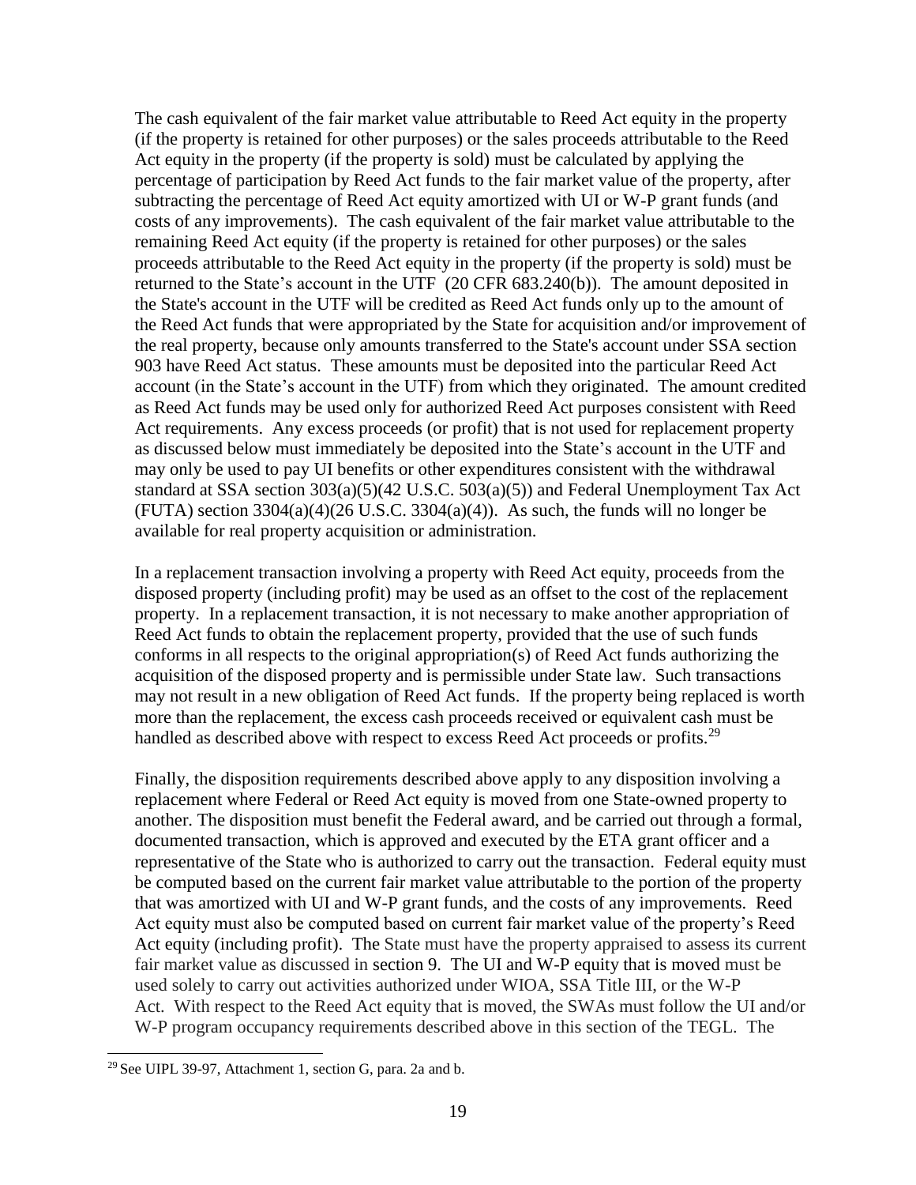The cash equivalent of the fair market value attributable to Reed Act equity in the property (if the property is retained for other purposes) or the sales proceeds attributable to the Reed Act equity in the property (if the property is sold) must be calculated by applying the percentage of participation by Reed Act funds to the fair market value of the property, after subtracting the percentage of Reed Act equity amortized with UI or W-P grant funds (and costs of any improvements). The cash equivalent of the fair market value attributable to the remaining Reed Act equity (if the property is retained for other purposes) or the sales proceeds attributable to the Reed Act equity in the property (if the property is sold) must be returned to the State's account in the UTF (20 CFR 683.240(b)). The amount deposited in the State's account in the UTF will be credited as Reed Act funds only up to the amount of the Reed Act funds that were appropriated by the State for acquisition and/or improvement of the real property, because only amounts transferred to the State's account under SSA section 903 have Reed Act status. These amounts must be deposited into the particular Reed Act account (in the State's account in the UTF) from which they originated. The amount credited as Reed Act funds may be used only for authorized Reed Act purposes consistent with Reed Act requirements. Any excess proceeds (or profit) that is not used for replacement property as discussed below must immediately be deposited into the State's account in the UTF and may only be used to pay UI benefits or other expenditures consistent with the withdrawal standard at SSA section 303(a)(5)(42 U.S.C. 503(a)(5)) and Federal Unemployment Tax Act (FUTA) section 3304(a)(4)(26 U.S.C. 3304(a)(4)). As such, the funds will no longer be available for real property acquisition or administration.

In a replacement transaction involving a property with Reed Act equity, proceeds from the disposed property (including profit) may be used as an offset to the cost of the replacement property. In a replacement transaction, it is not necessary to make another appropriation of Reed Act funds to obtain the replacement property, provided that the use of such funds conforms in all respects to the original appropriation(s) of Reed Act funds authorizing the acquisition of the disposed property and is permissible under State law. Such transactions may not result in a new obligation of Reed Act funds. If the property being replaced is worth more than the replacement, the excess cash proceeds received or equivalent cash must be handled as described above with respect to excess Reed Act proceeds or profits.[29]

Finally, the disposition requirements described above apply to any disposition involving a replacement where Federal or Reed Act equity is moved from one State-owned property to another. The disposition must benefit the Federal award, and be carried out through a formal, documented transaction, which is approved and executed by the ETA grant officer and a representative of the State who is authorized to carry out the transaction. Federal equity must be computed based on the current fair market value attributable to the portion of the property that was amortized with UI and W-P grant funds, and the costs of any improvements. Reed Act equity must also be computed based on current fair market value of the property's Reed Act equity (including profit). The State must have the property appraised to assess its current fair market value as discussed in section 9. The UI and W-P equity that is moved must be used solely to carry out activities authorized under WIOA, SSA Title III, or the W-P Act. With respect to the Reed Act equity that is moved, the SWAs must follow the UI and/or W-P program occupancy requirements described above in this section of the TEGL. The

[29] See UIPL 39-97, Attachment 1, section G, para. 2a and b.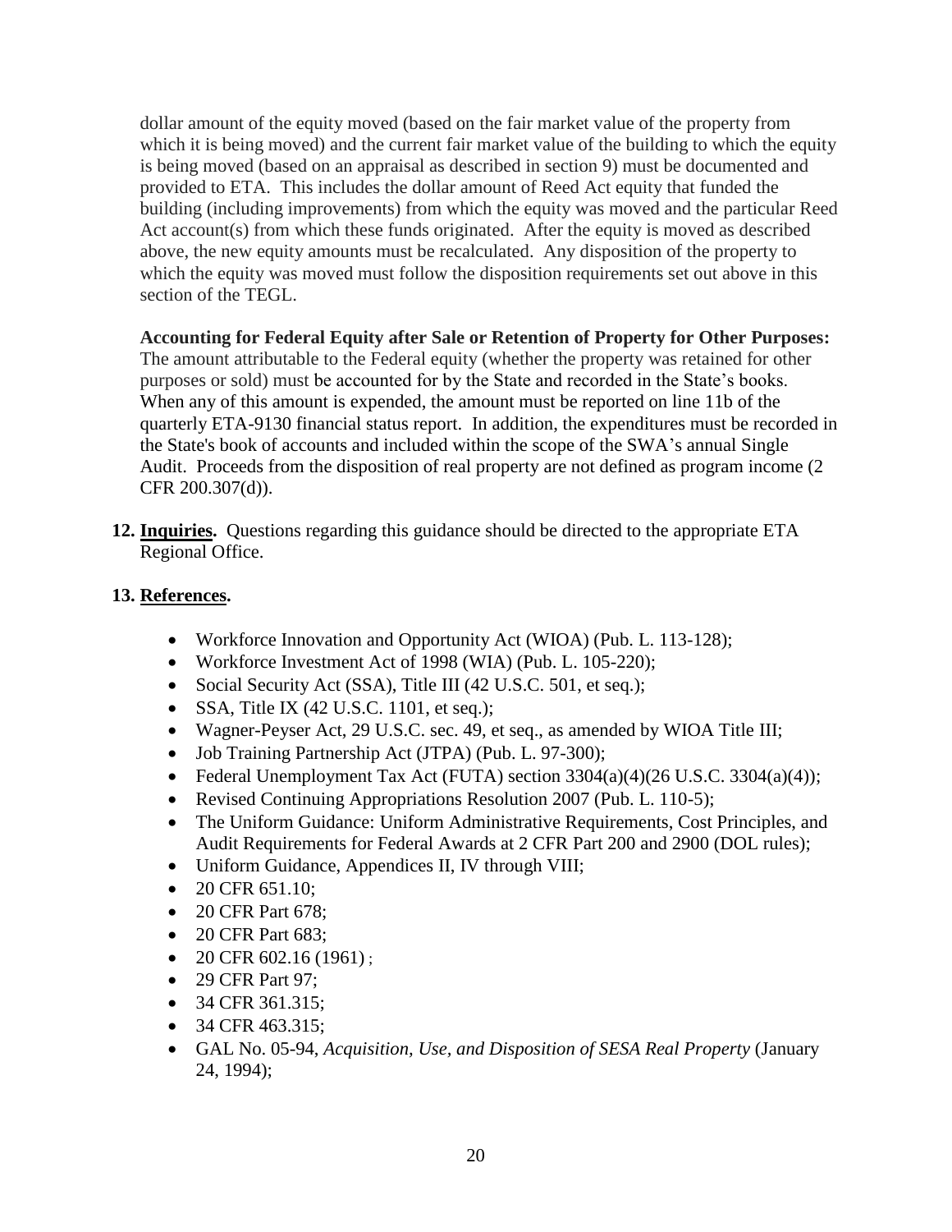dollar amount of the equity moved (based on the fair market value of the property from which it is being moved) and the current fair market value of the building to which the equity is being moved (based on an appraisal as described in section 9) must be documented and provided to ETA. This includes the dollar amount of Reed Act equity that funded the building (including improvements) from which the equity was moved and the particular Reed Act account(s) from which these funds originated. After the equity is moved as described above, the new equity amounts must be recalculated. Any disposition of the property to which the equity was moved must follow the disposition requirements set out above in this section of the TEGL.

**Accounting for Federal Equity after Sale or Retention of Property for Other Purposes:** The amount attributable to the Federal equity (whether the property was retained for other purposes or sold) must be accounted for by the State and recorded in the State's books. When any of this amount is expended, the amount must be reported on line 11b of the quarterly ETA-9130 financial status report. In addition, the expenditures must be recorded in the State's book of accounts and included within the scope of the SWA's annual Single Audit. Proceeds from the disposition of real property are not defined as program income (2 CFR 200.307(d)).

**12. Inquiries.** Questions regarding this guidance should be directed to the appropriate ETA Regional Office.

**13. References.**

- Workforce Innovation and Opportunity Act (WIOA) (Pub. L. 113-128);
- Workforce Investment Act of 1998 (WIA) (Pub. L. 105-220);
- Social Security Act (SSA), Title III (42 U.S.C. 501, et seq.);
- SSA, Title IX (42 U.S.C. 1101, et seq.);
- Wagner-Peyser Act, 29 U.S.C. sec. 49, et seq., as amended by WIOA Title III;
- Job Training Partnership Act (JTPA) (Pub. L. 97-300);
- Federal Unemployment Tax Act (FUTA) section 3304(a)(4)(26 U.S.C. 3304(a)(4));
- Revised Continuing Appropriations Resolution 2007 (Pub. L. 110-5);
- The Uniform Guidance: Uniform Administrative Requirements, Cost Principles, and Audit Requirements for Federal Awards at 2 CFR Part 200 and 2900 (DOL rules);
- Uniform Guidance, Appendices II, IV through VIII;
- 20 CFR 651.10;
- 20 CFR Part 678;
- 20 CFR Part 683;
- 20 CFR 602.16 (1961) ;
- 29 CFR Part 97;
- 34 CFR 361.315;
- 34 CFR 463.315;
- GAL No. 05-94, *Acquisition, Use, and Disposition of SESA Real Property* (January 24, 1994);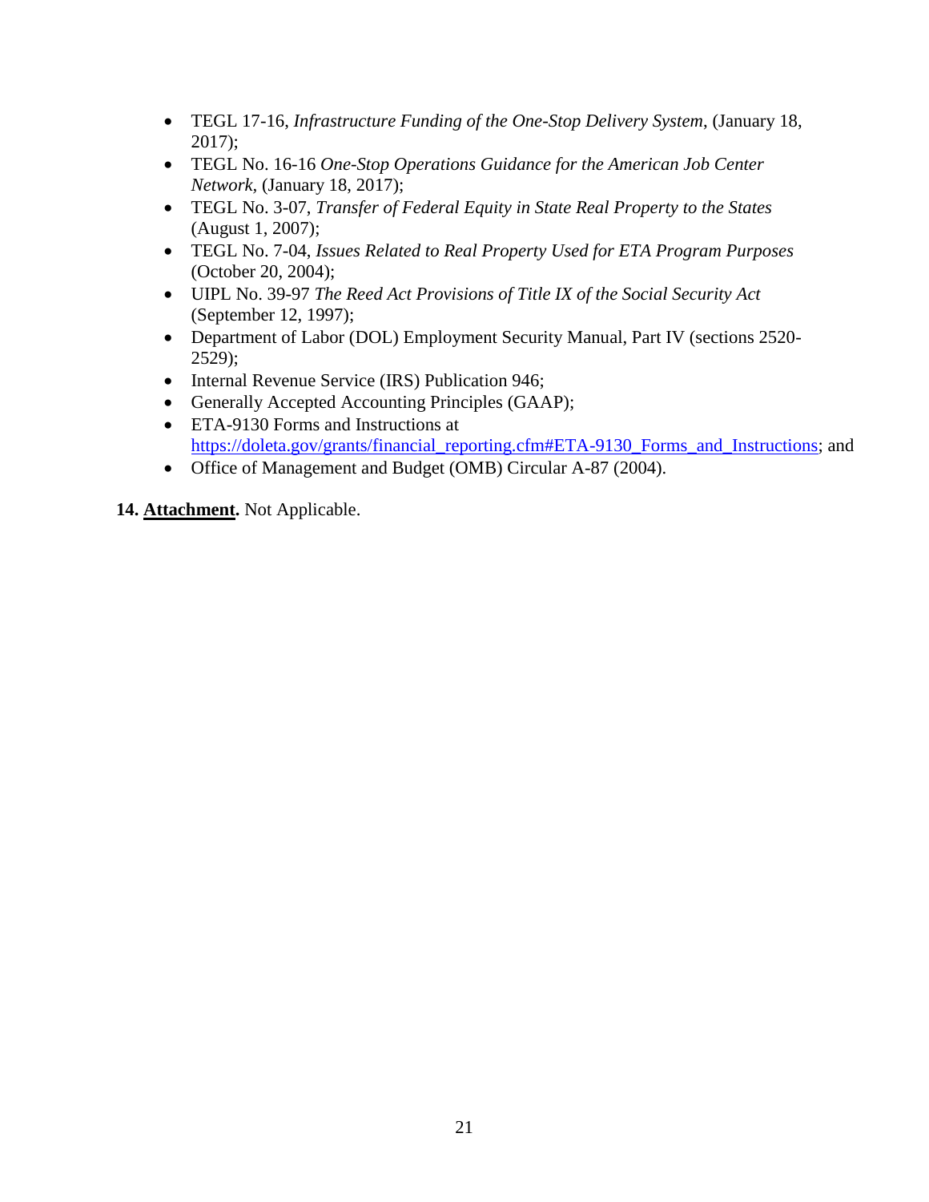- TEGL 17-16, *Infrastructure Funding of the One-Stop Delivery System*, (January 18, 2017);
- TEGL No. 16-16 *One-Stop Operations Guidance for the American Job Center Network*, (January 18, 2017);
- TEGL No. 3-07, *Transfer of Federal Equity in State Real Property to the States* (August 1, 2007);
- TEGL No. 7-04, *Issues Related to Real Property Used for ETA Program Purposes* (October 20, 2004);
- UIPL No. 39-97 *The Reed Act Provisions of Title IX of the Social Security Act* (September 12, 1997);
- Department of Labor (DOL) Employment Security Manual, Part IV (sections 2520-2529);
- Internal Revenue Service (IRS) Publication 946;
- Generally Accepted Accounting Principles (GAAP);
- ETA-9130 Forms and Instructions at https://doleta.gov/grants/financial_reporting.cfm#ETA-9130_Forms_and_Instructions; and
- Office of Management and Budget (OMB) Circular A-87 (2004).

**14. Attachment.** Not Applicable.